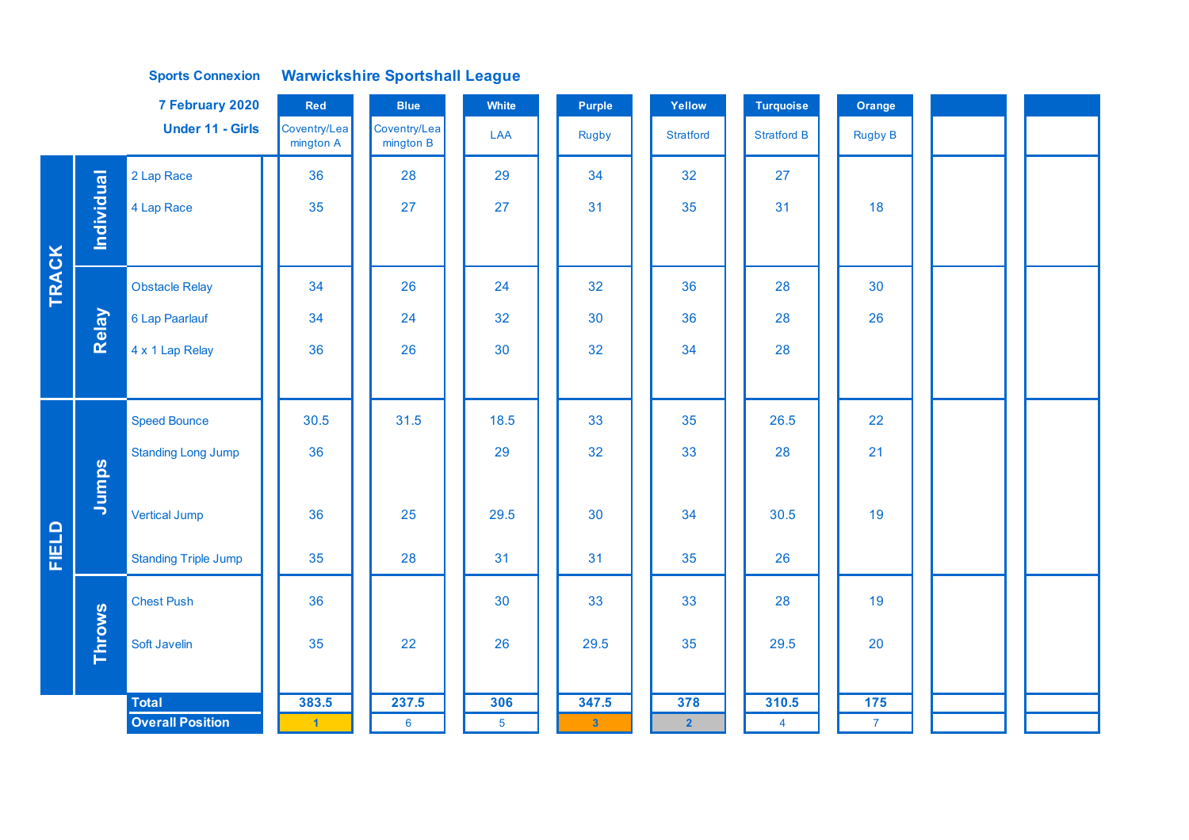**Sports Connexion** **Warwickshire Sportshall League**

**7 February 2020**

**Under 11 - Girls**

| | | | Red | Blue | White | Purple | Yellow | Turquoise | Orange | | |
|---|---|---|---|---|---|---|---|---|---|---|---|
| | | | Coventry/Leamington A | Coventry/Leamington B | LAA | Rugby | Stratford | Stratford B | Rugby B | | |
| TRACK | Individual | 2 Lap Race | 36 | 28 | 29 | 34 | 32 | 27 | | | |
| | | 4 Lap Race | 35 | 27 | 27 | 31 | 35 | 31 | 18 | | |
| | Relay | Obstacle Relay | 34 | 26 | 24 | 32 | 36 | 28 | 30 | | |
| | | 6 Lap Paarlauf | 34 | 24 | 32 | 30 | 36 | 28 | 26 | | |
| | | 4 x 1 Lap Relay | 36 | 26 | 30 | 32 | 34 | 28 | | | |
| FIELD | Jumps | Speed Bounce | 30.5 | 31.5 | 18.5 | 33 | 35 | 26.5 | 22 | | |
| | | Standing Long Jump | 36 | | 29 | 32 | 33 | 28 | 21 | | |
| | | Vertical Jump | 36 | 25 | 29.5 | 30 | 34 | 30.5 | 19 | | |
| | | Standing Triple Jump | 35 | 28 | 31 | 31 | 35 | 26 | | | |
| | Throws | Chest Push | 36 | | 30 | 33 | 33 | 28 | 19 | | |
| | | Soft Javelin | 35 | 22 | 26 | 29.5 | 35 | 29.5 | 20 | | |
| | | **Total** | **383.5** | **237.5** | **306** | **347.5** | **378** | **310.5** | **175** | | |
| | | **Overall Position** | 1 | 6 | 5 | 3 | 2 | 4 | 7 | | |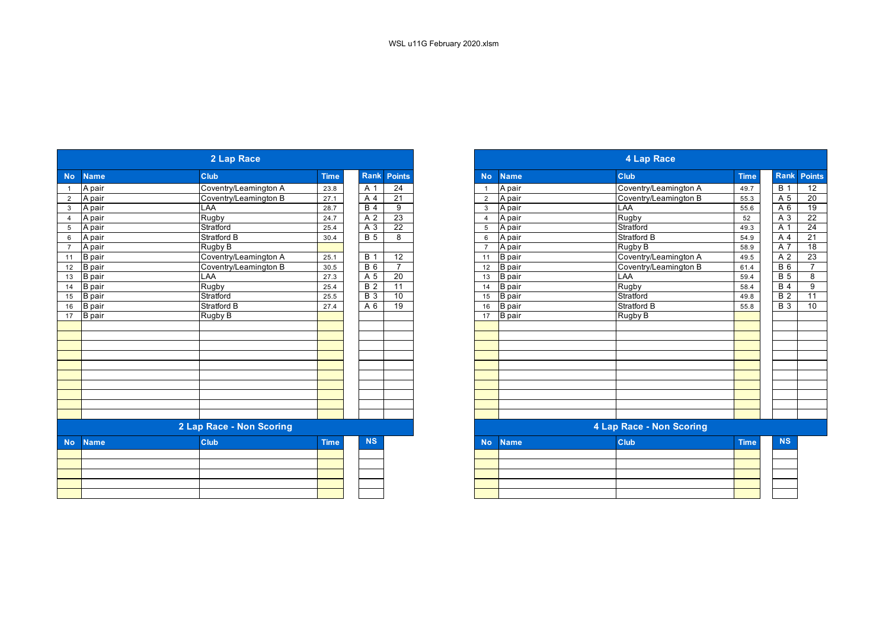WSL u11G February 2020.xlsm

## 2 Lap Race

| No | Name | Club | Time | Rank | Points |
|---|---|---|---|---|---|
| 1 | A pair | Coventry/Leamington A | 23.8 | A 1 | 24 |
| 2 | A pair | Coventry/Leamington B | 27.1 | A 4 | 21 |
| 3 | A pair | LAA | 28.7 | B 4 | 9 |
| 4 | A pair | Rugby | 24.7 | A 2 | 23 |
| 5 | A pair | Stratford | 25.4 | A 3 | 22 |
| 6 | A pair | Stratford B | 30.4 | B 5 | 8 |
| 7 | A pair | Rugby B | | | |
| 11 | B pair | Coventry/Leamington A | 25.1 | B 1 | 12 |
| 12 | B pair | Coventry/Leamington B | 30.5 | B 6 | 7 |
| 13 | B pair | LAA | 27.3 | A 5 | 20 |
| 14 | B pair | Rugby | 25.4 | B 2 | 11 |
| 15 | B pair | Stratford | 25.5 | B 3 | 10 |
| 16 | B pair | Stratford B | 27.4 | A 6 | 19 |
| 17 | B pair | Rugby B | | | |

## 2 Lap Race - Non Scoring

| No | Name | Club | Time | NS |
|---|---|---|---|---|
| | | | | |

## 4 Lap Race

| No | Name | Club | Time | Rank | Points |
|---|---|---|---|---|---|
| 1 | A pair | Coventry/Leamington A | 49.7 | B 1 | 12 |
| 2 | A pair | Coventry/Leamington B | 55.3 | A 5 | 20 |
| 3 | A pair | LAA | 55.6 | A 6 | 19 |
| 4 | A pair | Rugby | 52 | A 3 | 22 |
| 5 | A pair | Stratford | 49.3 | A 1 | 24 |
| 6 | A pair | Stratford B | 54.9 | A 4 | 21 |
| 7 | A pair | Rugby B | 58.9 | A 7 | 18 |
| 11 | B pair | Coventry/Leamington A | 49.5 | A 2 | 23 |
| 12 | B pair | Coventry/Leamington B | 61.4 | B 6 | 7 |
| 13 | B pair | LAA | 59.4 | B 5 | 8 |
| 14 | B pair | Rugby | 58.4 | B 4 | 9 |
| 15 | B pair | Stratford | 49.8 | B 2 | 11 |
| 16 | B pair | Stratford B | 55.8 | B 3 | 10 |
| 17 | B pair | Rugby B | | | |

## 4 Lap Race - Non Scoring

| No | Name | Club | Time | NS |
|---|---|---|---|---|
| | | | | |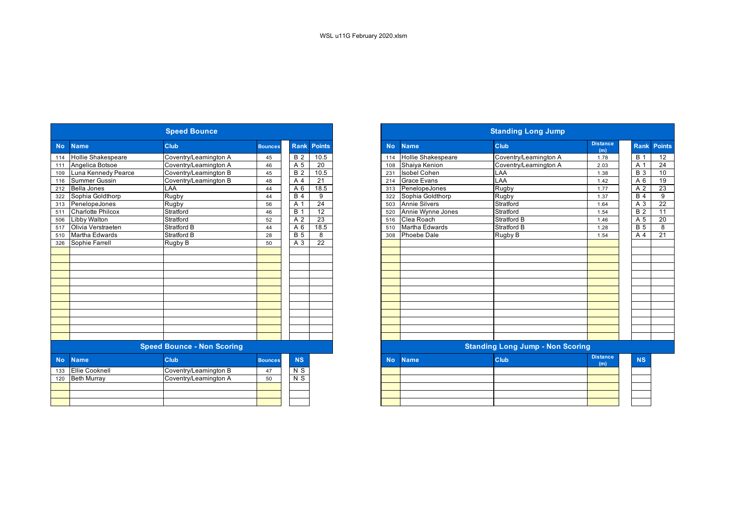WSL u11G February 2020.xlsm

## Speed Bounce

| No | Name | Club | Bounces | Rank | Points |
|---|---|---|---|---|---|
| 114 | Hollie Shakespeare | Coventry/Leamington A | 45 | B 2 | 10.5 |
| 111 | Angelica Botsoe | Coventry/Leamington A | 46 | A 5 | 20 |
| 109 | Luna Kennedy Pearce | Coventry/Leamington B | 45 | B 2 | 10.5 |
| 116 | Summer Gussin | Coventry/Leamington B | 48 | A 4 | 21 |
| 212 | Bella Jones | LAA | 44 | A 6 | 18.5 |
| 322 | Sophia Goldthorp | Rugby | 44 | B 4 | 9 |
| 313 | PenelopeJones | Rugby | 56 | A 1 | 24 |
| 511 | Charlotte Philcox | Stratford | 46 | B 1 | 12 |
| 506 | Libby Walton | Stratford | 52 | A 2 | 23 |
| 517 | Olivia Verstraeten | Stratford B | 44 | A 6 | 18.5 |
| 510 | Martha Edwards | Stratford B | 28 | B 5 | 8 |
| 326 | Sophie Farrell | Rugby B | 50 | A 3 | 22 |

## Speed Bounce - Non Scoring

| No | Name | Club | Bounces | NS |
|---|---|---|---|---|
| 133 | Ellie Cooknell | Coventry/Leamington B | 47 | N S |
| 120 | Beth Murray | Coventry/Leamington A | 50 | N S |

## Standing Long Jump

| No | Name | Club | Distance (m) | Rank | Points |
|---|---|---|---|---|---|
| 114 | Hollie Shakespeare | Coventry/Leamington A | 1.78 | B 1 | 12 |
| 108 | Shaiya Kenion | Coventry/Leamington A | 2.03 | A 1 | 24 |
| 231 | Isobel Cohen | LAA | 1.38 | B 3 | 10 |
| 214 | Grace Evans | LAA | 1.42 | A 6 | 19 |
| 313 | PenelopeJones | Rugby | 1.77 | A 2 | 23 |
| 322 | Sophia Goldthorp | Rugby | 1.37 | B 4 | 9 |
| 503 | Annie Silvers | Stratford | 1.64 | A 3 | 22 |
| 520 | Annie Wynne Jones | Stratford | 1.54 | B 2 | 11 |
| 516 | Clea Roach | Stratford B | 1.46 | A 5 | 20 |
| 510 | Martha Edwards | Stratford B | 1.28 | B 5 | 8 |
| 308 | Phoebe Dale | Rugby B | 1.54 | A 4 | 21 |

## Standing Long Jump - Non Scoring

| No | Name | Club | Distance (m) | NS |
|---|---|---|---|---|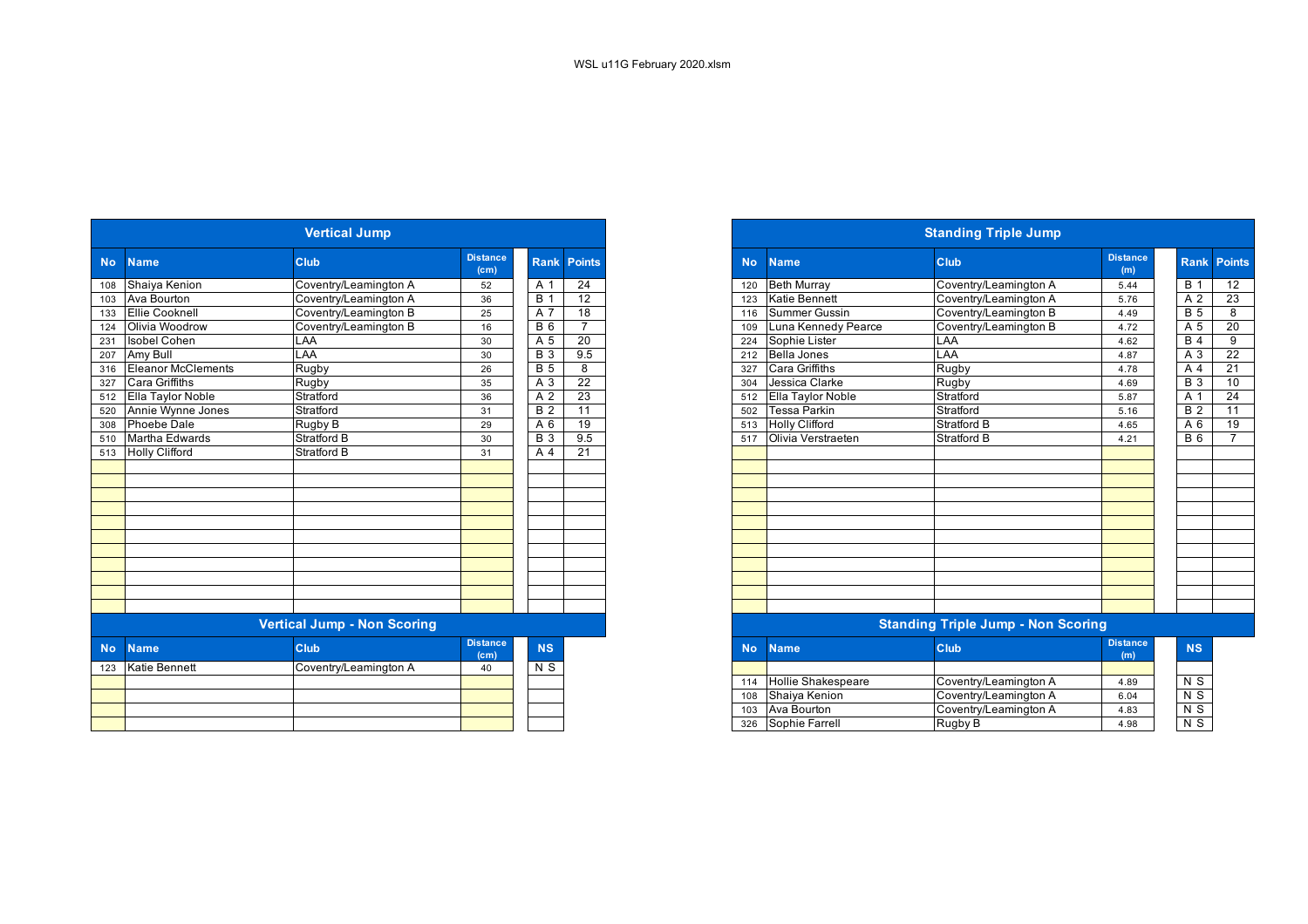WSL u11G February 2020.xlsm

## Vertical Jump

| No | Name | Club | Distance (cm) | Rank | Points |
|---|---|---|---|---|---|
| 108 | Shaiya Kenion | Coventry/Leamington A | 52 | A 1 | 24 |
| 103 | Ava Bourton | Coventry/Leamington A | 36 | B 1 | 12 |
| 133 | Ellie Cooknell | Coventry/Leamington B | 25 | A 7 | 18 |
| 124 | Olivia Woodrow | Coventry/Leamington B | 16 | B 6 | 7 |
| 231 | Isobel Cohen | LAA | 30 | A 5 | 20 |
| 207 | Amy Bull | LAA | 30 | B 3 | 9.5 |
| 316 | Eleanor McClements | Rugby | 26 | B 5 | 8 |
| 327 | Cara Griffiths | Rugby | 35 | A 3 | 22 |
| 512 | Ella Taylor Noble | Stratford | 36 | A 2 | 23 |
| 520 | Annie Wynne Jones | Stratford | 31 | B 2 | 11 |
| 308 | Phoebe Dale | Rugby B | 29 | A 6 | 19 |
| 510 | Martha Edwards | Stratford B | 30 | B 3 | 9.5 |
| 513 | Holly Clifford | Stratford B | 31 | A 4 | 21 |

## Vertical Jump - Non Scoring

| No | Name | Club | Distance (cm) | NS |
|---|---|---|---|---|
| 123 | Katie Bennett | Coventry/Leamington A | 40 | N S |

## Standing Triple Jump

| No | Name | Club | Distance (m) | Rank | Points |
|---|---|---|---|---|---|
| 120 | Beth Murray | Coventry/Leamington A | 5.44 | B 1 | 12 |
| 123 | Katie Bennett | Coventry/Leamington A | 5.76 | A 2 | 23 |
| 116 | Summer Gussin | Coventry/Leamington B | 4.49 | B 5 | 8 |
| 109 | Luna Kennedy Pearce | Coventry/Leamington B | 4.72 | A 5 | 20 |
| 224 | Sophie Lister | LAA | 4.62 | B 4 | 9 |
| 212 | Bella Jones | LAA | 4.87 | A 3 | 22 |
| 327 | Cara Griffiths | Rugby | 4.78 | A 4 | 21 |
| 304 | Jessica Clarke | Rugby | 4.69 | B 3 | 10 |
| 512 | Ella Taylor Noble | Stratford | 5.87 | A 1 | 24 |
| 502 | Tessa Parkin | Stratford | 5.16 | B 2 | 11 |
| 513 | Holly Clifford | Stratford B | 4.65 | A 6 | 19 |
| 517 | Olivia Verstraeten | Stratford B | 4.21 | B 6 | 7 |

## Standing Triple Jump - Non Scoring

| No | Name | Club | Distance (m) | NS |
|---|---|---|---|---|
| | | | | |
| 114 | Hollie Shakespeare | Coventry/Leamington A | 4.89 | N S |
| 108 | Shaiya Kenion | Coventry/Leamington A | 6.04 | N S |
| 103 | Ava Bourton | Coventry/Leamington A | 4.83 | N S |
| 326 | Sophie Farrell | Rugby B | 4.98 | N S |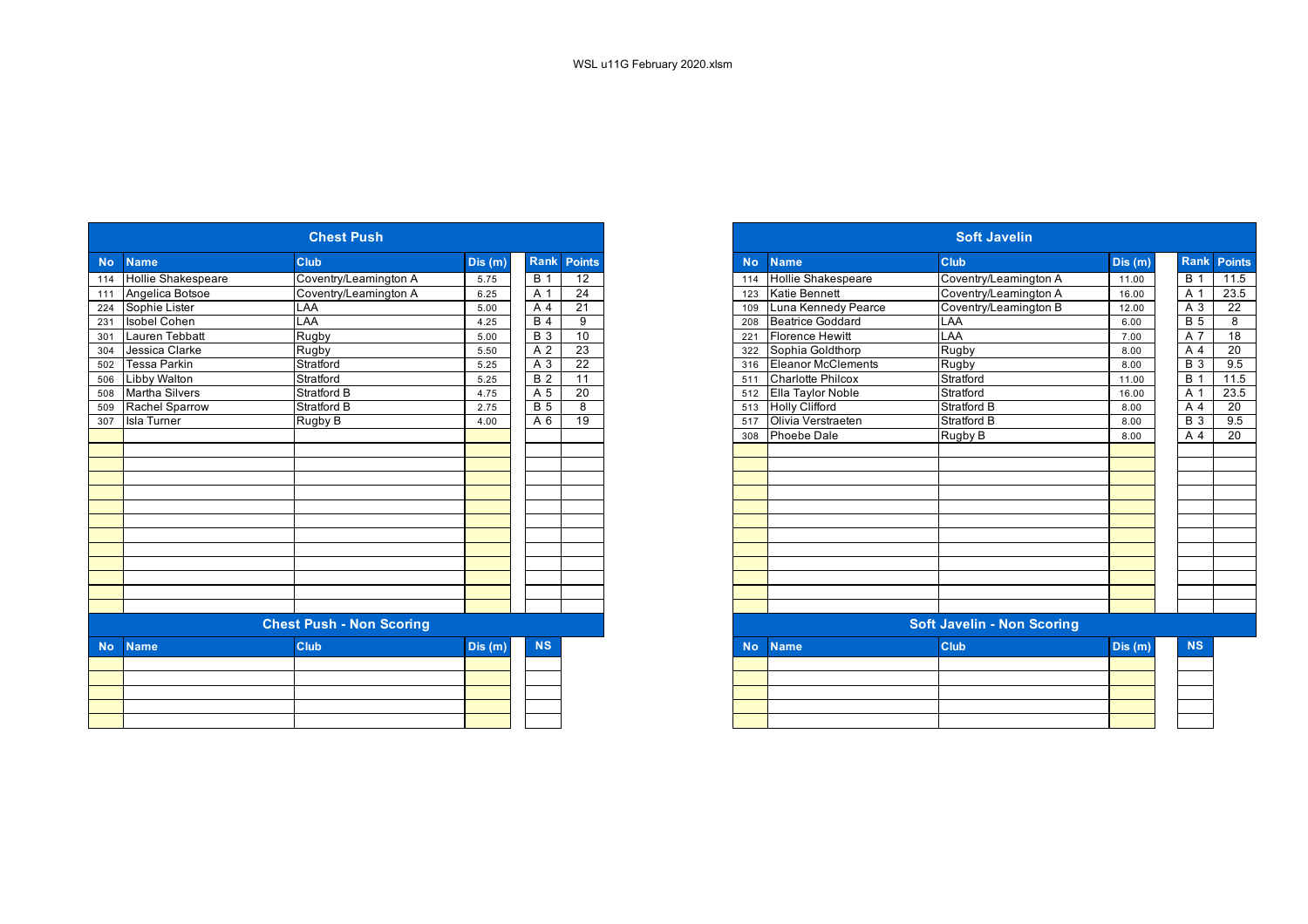WSL u11G February 2020.xlsm

## Chest Push

| No | Name | Club | Dis (m) | Rank | Points |
|---|---|---|---|---|---|
| 114 | Hollie Shakespeare | Coventry/Leamington A | 5.75 | B 1 | 12 |
| 111 | Angelica Botsoe | Coventry/Leamington A | 6.25 | A 1 | 24 |
| 224 | Sophie Lister | LAA | 5.00 | A 4 | 21 |
| 231 | Isobel Cohen | LAA | 4.25 | B 4 | 9 |
| 301 | Lauren Tebbatt | Rugby | 5.00 | B 3 | 10 |
| 304 | Jessica Clarke | Rugby | 5.50 | A 2 | 23 |
| 502 | Tessa Parkin | Stratford | 5.25 | A 3 | 22 |
| 506 | Libby Walton | Stratford | 5.25 | B 2 | 11 |
| 508 | Martha Silvers | Stratford B | 4.75 | A 5 | 20 |
| 509 | Rachel Sparrow | Stratford B | 2.75 | B 5 | 8 |
| 307 | Isla Turner | Rugby B | 4.00 | A 6 | 19 |

## Chest Push - Non Scoring

| No | Name | Club | Dis (m) | NS |
|---|---|---|---|---|

## Soft Javelin

| No | Name | Club | Dis (m) | Rank | Points |
|---|---|---|---|---|---|
| 114 | Hollie Shakespeare | Coventry/Leamington A | 11.00 | B 1 | 11.5 |
| 123 | Katie Bennett | Coventry/Leamington A | 16.00 | A 1 | 23.5 |
| 109 | Luna Kennedy Pearce | Coventry/Leamington B | 12.00 | A 3 | 22 |
| 208 | Beatrice Goddard | LAA | 6.00 | B 5 | 8 |
| 221 | Florence Hewitt | LAA | 7.00 | A 7 | 18 |
| 322 | Sophia Goldthorp | Rugby | 8.00 | A 4 | 20 |
| 316 | Eleanor McClements | Rugby | 8.00 | B 3 | 9.5 |
| 511 | Charlotte Philcox | Stratford | 11.00 | B 1 | 11.5 |
| 512 | Ella Taylor Noble | Stratford | 16.00 | A 1 | 23.5 |
| 513 | Holly Clifford | Stratford B | 8.00 | A 4 | 20 |
| 517 | Olivia Verstraeten | Stratford B | 8.00 | B 3 | 9.5 |
| 308 | Phoebe Dale | Rugby B | 8.00 | A 4 | 20 |

## Soft Javelin - Non Scoring

| No | Name | Club | Dis (m) | NS |
|---|---|---|---|---|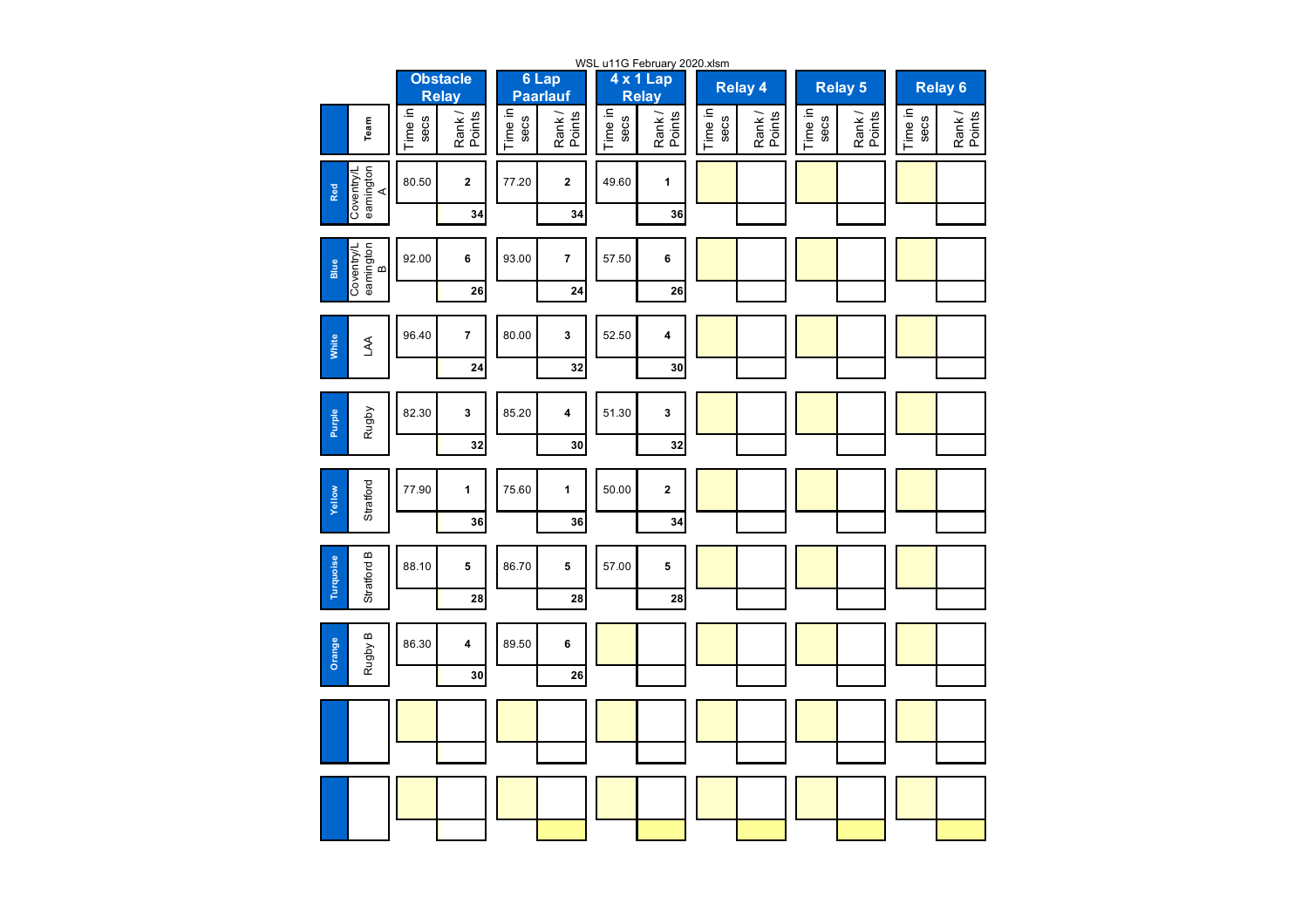WSL u11G February 2020.xlsm

| | Team | Obstacle Relay | | 6 Lap Paarlauf | | 4 x 1 Lap Relay | | Relay 4 | | Relay 5 | | Relay 6 | |
|---|---|---|---|---|---|---|---|---|---|---|---|---|---|
| | | Time in secs | Rank / Points | Time in secs | Rank / Points | Time in secs | Rank / Points | Time in secs | Rank / Points | Time in secs | Rank / Points | Time in secs | Rank / Points |
| Red | Coventry/Leamington A | 80.50 | 2 | 77.20 | 2 | 49.60 | 1 | | | | | | |
| | | | 34 | | 34 | | 36 | | | | | | |
| Blue | Coventry/Leamington B | 92.00 | 6 | 93.00 | 7 | 57.50 | 6 | | | | | | |
| | | | 26 | | 24 | | 26 | | | | | | |
| White | LAA | 96.40 | 7 | 80.00 | 3 | 52.50 | 4 | | | | | | |
| | | | 24 | | 32 | | 30 | | | | | | |
| Purple | Rugby | 82.30 | 3 | 85.20 | 4 | 51.30 | 3 | | | | | | |
| | | | 32 | | 30 | | 32 | | | | | | |
| Yellow | Stratford | 77.90 | 1 | 75.60 | 1 | 50.00 | 2 | | | | | | |
| | | | 36 | | 36 | | 34 | | | | | | |
| Turquoise | Stratford B | 88.10 | 5 | 86.70 | 5 | 57.00 | 5 | | | | | | |
| | | | 28 | | 28 | | 28 | | | | | | |
| Orange | Rugby B | 86.30 | 4 | 89.50 | 6 | | | | | | | | |
| | | | 30 | | 26 | | | | | | | | |
| | | | | | | | | | | | | | |
| | | | | | | | | | | | | | |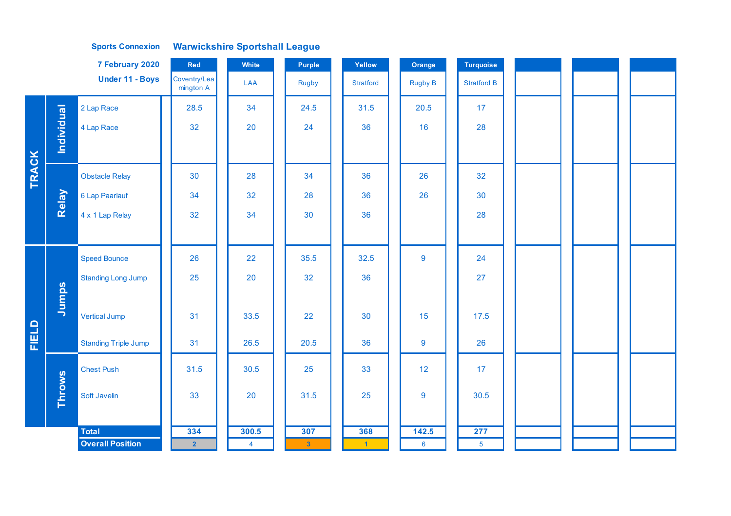**Sports Connexion** **Warwickshire Sportshall League**

**7 February 2020**

**Under 11 - Boys**

| | | | Red | White | Purple | Yellow | Orange | Turquoise | | | |
|---|---|---|---|---|---|---|---|---|---|---|---|
| | | | Coventry/Leamington A | LAA | Rugby | Stratford | Rugby B | Stratford B | | | |
| TRACK | Individual | 2 Lap Race | 28.5 | 34 | 24.5 | 31.5 | 20.5 | 17 | | | |
| | | 4 Lap Race | 32 | 20 | 24 | 36 | 16 | 28 | | | |
| | Relay | Obstacle Relay | 30 | 28 | 34 | 36 | 26 | 32 | | | |
| | | 6 Lap Paarlauf | 34 | 32 | 28 | 36 | 26 | 30 | | | |
| | | 4 x 1 Lap Relay | 32 | 34 | 30 | 36 | | 28 | | | |
| FIELD | Jumps | Speed Bounce | 26 | 22 | 35.5 | 32.5 | 9 | 24 | | | |
| | | Standing Long Jump | 25 | 20 | 32 | 36 | | 27 | | | |
| | | Vertical Jump | 31 | 33.5 | 22 | 30 | 15 | 17.5 | | | |
| | | Standing Triple Jump | 31 | 26.5 | 20.5 | 36 | 9 | 26 | | | |
| | Throws | Chest Push | 31.5 | 30.5 | 25 | 33 | 12 | 17 | | | |
| | | Soft Javelin | 33 | 20 | 31.5 | 25 | 9 | 30.5 | | | |
| | | **Total** | **334** | **300.5** | **307** | **368** | **142.5** | **277** | | | |
| | | **Overall Position** | 2 | 4 | 3 | 1 | 6 | 5 | | | |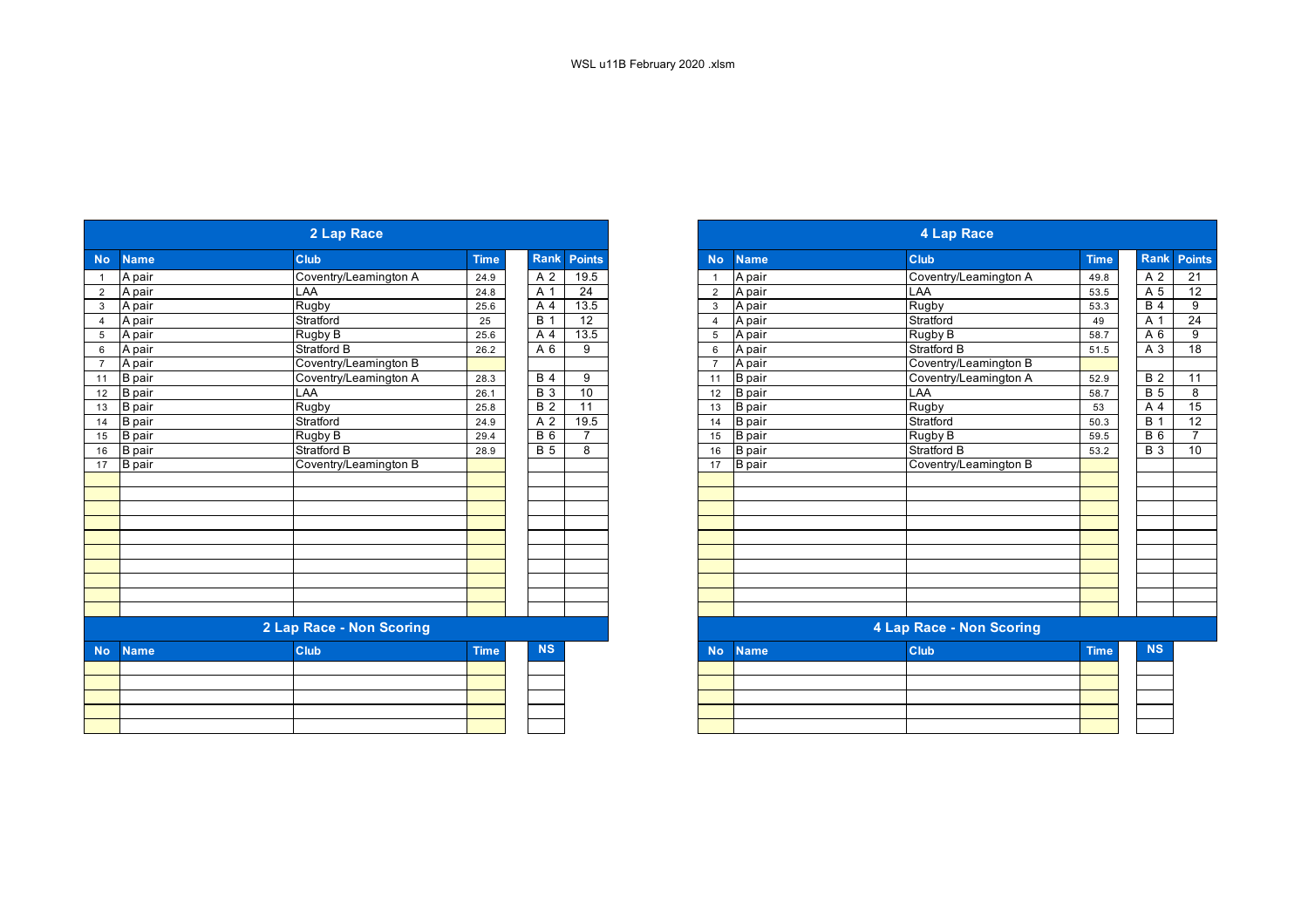WSL u11B February 2020 .xlsm

## 2 Lap Race

| No | Name | Club | Time | Rank | Points |
|---|---|---|---|---|---|
| 1 | A pair | Coventry/Leamington A | 24.9 | A 2 | 19.5 |
| 2 | A pair | LAA | 24.8 | A 1 | 24 |
| 3 | A pair | Rugby | 25.6 | A 4 | 13.5 |
| 4 | A pair | Stratford | 25 | B 1 | 12 |
| 5 | A pair | Rugby B | 25.6 | A 4 | 13.5 |
| 6 | A pair | Stratford B | 26.2 | A 6 | 9 |
| 7 | A pair | Coventry/Leamington B | | | |
| 11 | B pair | Coventry/Leamington A | 28.3 | B 4 | 9 |
| 12 | B pair | LAA | 26.1 | B 3 | 10 |
| 13 | B pair | Rugby | 25.8 | B 2 | 11 |
| 14 | B pair | Stratford | 24.9 | A 2 | 19.5 |
| 15 | B pair | Rugby B | 29.4 | B 6 | 7 |
| 16 | B pair | Stratford B | 28.9 | B 5 | 8 |
| 17 | B pair | Coventry/Leamington B | | | |

## 2 Lap Race - Non Scoring

| No | Name | Club | Time | NS |
|---|---|---|---|---|
| | | | | |

## 4 Lap Race

| No | Name | Club | Time | Rank | Points |
|---|---|---|---|---|---|
| 1 | A pair | Coventry/Leamington A | 49.8 | A 2 | 21 |
| 2 | A pair | LAA | 53.5 | A 5 | 12 |
| 3 | A pair | Rugby | 53.3 | B 4 | 9 |
| 4 | A pair | Stratford | 49 | A 1 | 24 |
| 5 | A pair | Rugby B | 58.7 | A 6 | 9 |
| 6 | A pair | Stratford B | 51.5 | A 3 | 18 |
| 7 | A pair | Coventry/Leamington B | | | |
| 11 | B pair | Coventry/Leamington A | 52.9 | B 2 | 11 |
| 12 | B pair | LAA | 58.7 | B 5 | 8 |
| 13 | B pair | Rugby | 53 | A 4 | 15 |
| 14 | B pair | Stratford | 50.3 | B 1 | 12 |
| 15 | B pair | Rugby B | 59.5 | B 6 | 7 |
| 16 | B pair | Stratford B | 53.2 | B 3 | 10 |
| 17 | B pair | Coventry/Leamington B | | | |

## 4 Lap Race - Non Scoring

| No | Name | Club | Time | NS |
|---|---|---|---|---|
| | | | | |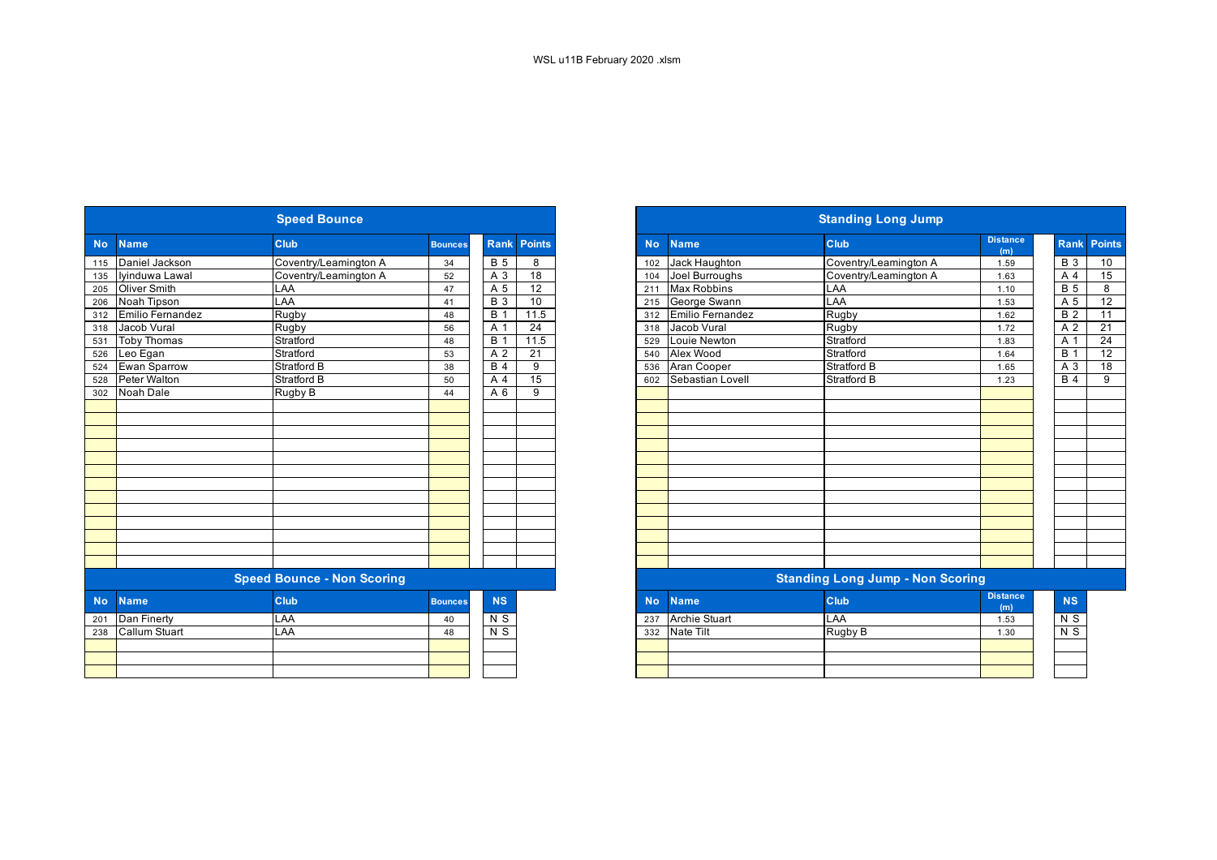WSL u11B February 2020 .xlsm

## Speed Bounce

| No | Name | Club | Bounces | Rank | Points |
|---|---|---|---|---|---|
| 115 | Daniel Jackson | Coventry/Leamington A | 34 | B 5 | 8 |
| 135 | Iyinduwa Lawal | Coventry/Leamington A | 52 | A 3 | 18 |
| 205 | Oliver Smith | LAA | 47 | A 5 | 12 |
| 206 | Noah Tipson | LAA | 41 | B 3 | 10 |
| 312 | Emilio Fernandez | Rugby | 48 | B 1 | 11.5 |
| 318 | Jacob Vural | Rugby | 56 | A 1 | 24 |
| 531 | Toby Thomas | Stratford | 48 | B 1 | 11.5 |
| 526 | Leo Egan | Stratford | 53 | A 2 | 21 |
| 524 | Ewan Sparrow | Stratford B | 38 | B 4 | 9 |
| 528 | Peter Walton | Stratford B | 50 | A 4 | 15 |
| 302 | Noah Dale | Rugby B | 44 | A 6 | 9 |

## Speed Bounce - Non Scoring

| No | Name | Club | Bounces | NS |
|---|---|---|---|---|
| 201 | Dan Finerty | LAA | 40 | N S |
| 238 | Callum Stuart | LAA | 48 | N S |

## Standing Long Jump

| No | Name | Club | Distance (m) | Rank | Points |
|---|---|---|---|---|---|
| 102 | Jack Haughton | Coventry/Leamington A | 1.59 | B 3 | 10 |
| 104 | Joel Burroughs | Coventry/Leamington A | 1.63 | A 4 | 15 |
| 211 | Max Robbins | LAA | 1.10 | B 5 | 8 |
| 215 | George Swann | LAA | 1.53 | A 5 | 12 |
| 312 | Emilio Fernandez | Rugby | 1.62 | B 2 | 11 |
| 318 | Jacob Vural | Rugby | 1.72 | A 2 | 21 |
| 529 | Louie Newton | Stratford | 1.83 | A 1 | 24 |
| 540 | Alex Wood | Stratford | 1.64 | B 1 | 12 |
| 536 | Aran Cooper | Stratford B | 1.65 | A 3 | 18 |
| 602 | Sebastian Lovell | Stratford B | 1.23 | B 4 | 9 |

## Standing Long Jump - Non Scoring

| No | Name | Club | Distance (m) | NS |
|---|---|---|---|---|
| 237 | Archie Stuart | LAA | 1.53 | N S |
| 332 | Nate Tilt | Rugby B | 1.30 | N S |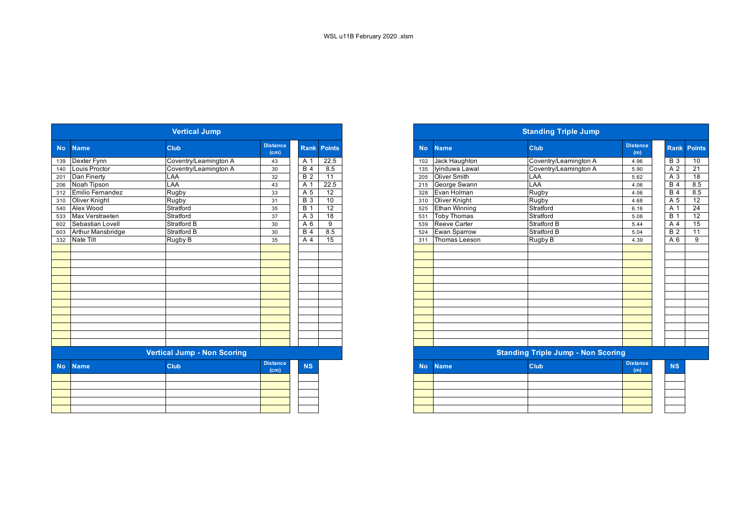WSL u11B February 2020 .xlsm

## Vertical Jump

| No | Name | Club | Distance (cm) | Rank | Points |
|---|---|---|---|---|---|
| 139 | Dexter Fynn | Coventry/Leamington A | 43 | A 1 | 22.5 |
| 140 | Louis Proctor | Coventry/Leamington A | 30 | B 4 | 8.5 |
| 201 | Dan Finerty | LAA | 32 | B 2 | 11 |
| 206 | Noah Tipson | LAA | 43 | A 1 | 22.5 |
| 312 | Emilio Fernandez | Rugby | 33 | A 5 | 12 |
| 310 | Oliver Knight | Rugby | 31 | B 3 | 10 |
| 540 | Alex Wood | Stratford | 35 | B 1 | 12 |
| 533 | Max Verstraeten | Stratford | 37 | A 3 | 18 |
| 602 | Sebastian Lovell | Stratford B | 30 | A 6 | 9 |
| 603 | Arthur Mansbridge | Stratford B | 30 | B 4 | 8.5 |
| 332 | Nate Tilt | Rugby B | 35 | A 4 | 15 |

## Vertical Jump - Non Scoring

| No | Name | Club | Distance (cm) | NS |
|---|---|---|---|---|
| | | | | |

## Standing Triple Jump

| No | Name | Club | Distance (m) | Rank | Points |
|---|---|---|---|---|---|
| 102 | Jack Haughton | Coventry/Leamington A | 4.96 | B 3 | 10 |
| 135 | Iyinduwa Lawal | Coventry/Leamington A | 5.90 | A 2 | 21 |
| 205 | Oliver Smith | LAA | 5.62 | A 3 | 18 |
| 215 | George Swann | LAA | 4.06 | B 4 | 8.5 |
| 328 | Evan Holman | Rugby | 4.06 | B 4 | 8.5 |
| 310 | Oliver Knight | Rugby | 4.68 | A 5 | 12 |
| 525 | Ethan Winning | Stratford | 6.16 | A 1 | 24 |
| 531 | Toby Thomas | Stratford | 5.08 | B 1 | 12 |
| 539 | Reeve Carter | Stratford B | 5.44 | A 4 | 15 |
| 524 | Ewan Sparrow | Stratford B | 5.04 | B 2 | 11 |
| 311 | Thomas Leeson | Rugby B | 4.39 | A 6 | 9 |

## Standing Triple Jump - Non Scoring

| No | Name | Club | Distance (m) | NS |
|---|---|---|---|---|
| | | | | |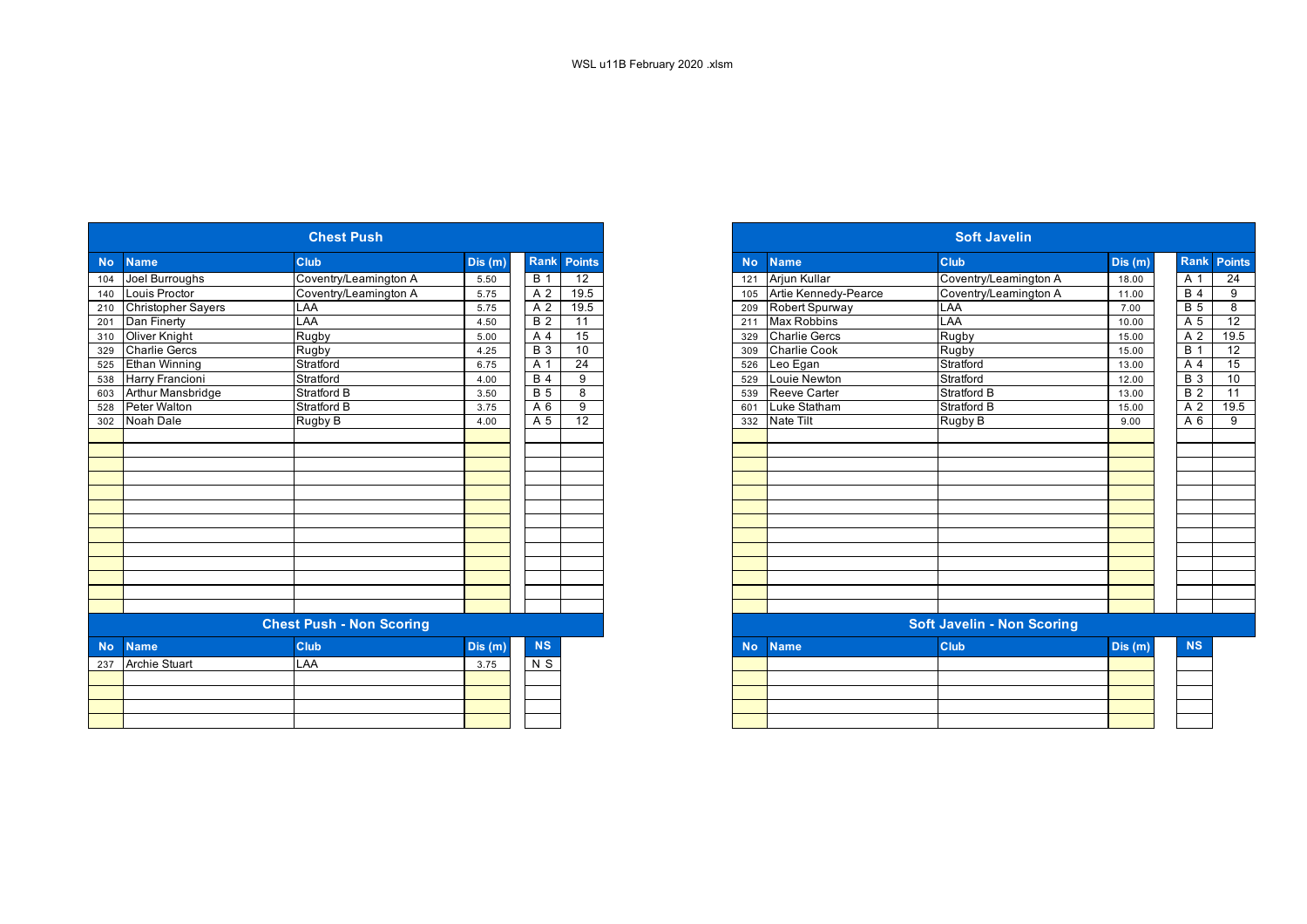WSL u11B February 2020 .xlsm

## Chest Push

| No | Name | Club | Dis (m) | Rank | Points |
|---|---|---|---|---|---|
| 104 | Joel Burroughs | Coventry/Leamington A | 5.50 | B 1 | 12 |
| 140 | Louis Proctor | Coventry/Leamington A | 5.75 | A 2 | 19.5 |
| 210 | Christopher Sayers | LAA | 5.75 | A 2 | 19.5 |
| 201 | Dan Finerty | LAA | 4.50 | B 2 | 11 |
| 310 | Oliver Knight | Rugby | 5.00 | A 4 | 15 |
| 329 | Charlie Gercs | Rugby | 4.25 | B 3 | 10 |
| 525 | Ethan Winning | Stratford | 6.75 | A 1 | 24 |
| 538 | Harry Francioni | Stratford | 4.00 | B 4 | 9 |
| 603 | Arthur Mansbridge | Stratford B | 3.50 | B 5 | 8 |
| 528 | Peter Walton | Stratford B | 3.75 | A 6 | 9 |
| 302 | Noah Dale | Rugby B | 4.00 | A 5 | 12 |

## Chest Push - Non Scoring

| No | Name | Club | Dis (m) | NS |
|---|---|---|---|---|
| 237 | Archie Stuart | LAA | 3.75 | N S |

## Soft Javelin

| No | Name | Club | Dis (m) | Rank | Points |
|---|---|---|---|---|---|
| 121 | Arjun Kullar | Coventry/Leamington A | 18.00 | A 1 | 24 |
| 105 | Artie Kennedy-Pearce | Coventry/Leamington A | 11.00 | B 4 | 9 |
| 209 | Robert Spurway | LAA | 7.00 | B 5 | 8 |
| 211 | Max Robbins | LAA | 10.00 | A 5 | 12 |
| 329 | Charlie Gercs | Rugby | 15.00 | A 2 | 19.5 |
| 309 | Charlie Cook | Rugby | 15.00 | B 1 | 12 |
| 526 | Leo Egan | Stratford | 13.00 | A 4 | 15 |
| 529 | Louie Newton | Stratford | 12.00 | B 3 | 10 |
| 539 | Reeve Carter | Stratford B | 13.00 | B 2 | 11 |
| 601 | Luke Statham | Stratford B | 15.00 | A 2 | 19.5 |
| 332 | Nate Tilt | Rugby B | 9.00 | A 6 | 9 |

## Soft Javelin - Non Scoring

| No | Name | Club | Dis (m) | NS |
|---|---|---|---|---|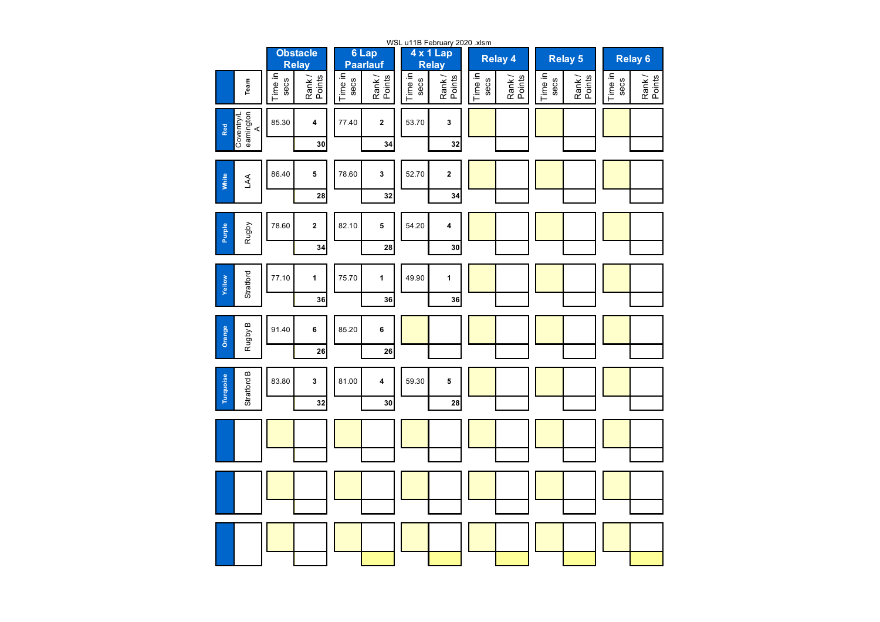WSL u11B February 2020 .xlsm

| | Team | Obstacle Relay | | 6 Lap Paarlauf | | 4 x 1 Lap Relay | | Relay 4 | | Relay 5 | | Relay 6 | |
|---|---|---|---|---|---|---|---|---|---|---|---|---|---|
| | | Time in secs | Rank / Points | Time in secs | Rank / Points | Time in secs | Rank / Points | Time in secs | Rank / Points | Time in secs | Rank / Points | Time in secs | Rank / Points |
| Red | Coventry/Leamington A | 85.30 | 4 / 30 | 77.40 | 2 / 34 | 53.70 | 3 / 32 | | | | | | |
| White | LAA | 86.40 | 5 / 28 | 78.60 | 3 / 32 | 52.70 | 2 / 34 | | | | | | |
| Purple | Rugby | 78.60 | 2 / 34 | 82.10 | 5 / 28 | 54.20 | 4 / 30 | | | | | | |
| Yellow | Stratford | 77.10 | 1 / 36 | 75.70 | 1 / 36 | 49.90 | 1 / 36 | | | | | | |
| Orange | Rugby B | 91.40 | 6 / 26 | 85.20 | 6 / 26 | | | | | | | | |
| Turquoise | Stratford B | 83.80 | 3 / 32 | 81.00 | 4 / 30 | 59.30 | 5 / 28 | | | | | | |
| | | | | | | | | | | | | | |
| | | | | | | | | | | | | | |
| | | | | | | | | | | | | | |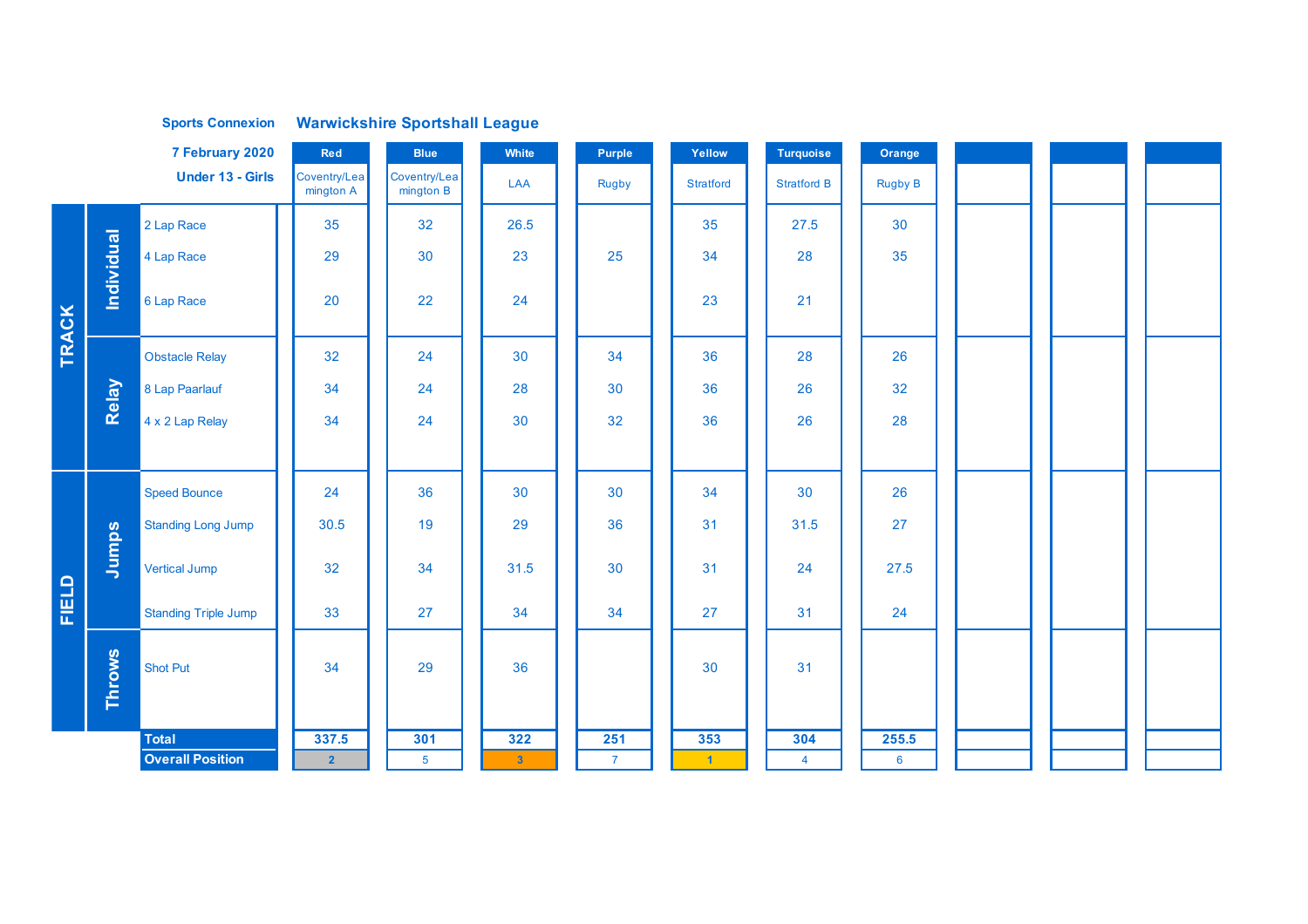**Sports Connexion** **Warwickshire Sportshall League**

**7 February 2020**

**Under 13 - Girls**

| | | | Red | Blue | White | Purple | Yellow | Turquoise | Orange | | | |
|---|---|---|---|---|---|---|---|---|---|---|---|---|
| | | | Coventry/Leamington A | Coventry/Leamington B | LAA | Rugby | Stratford | Stratford B | Rugby B | | | |
| TRACK | Individual | 2 Lap Race | 35 | 32 | 26.5 | | 35 | 27.5 | 30 | | | |
| | | 4 Lap Race | 29 | 30 | 23 | 25 | 34 | 28 | 35 | | | |
| | | 6 Lap Race | 20 | 22 | 24 | | 23 | 21 | | | | |
| | Relay | Obstacle Relay | 32 | 24 | 30 | 34 | 36 | 28 | 26 | | | |
| | | 8 Lap Paarlauf | 34 | 24 | 28 | 30 | 36 | 26 | 32 | | | |
| | | 4 x 2 Lap Relay | 34 | 24 | 30 | 32 | 36 | 26 | 28 | | | |
| FIELD | Jumps | Speed Bounce | 24 | 36 | 30 | 30 | 34 | 30 | 26 | | | |
| | | Standing Long Jump | 30.5 | 19 | 29 | 36 | 31 | 31.5 | 27 | | | |
| | | Vertical Jump | 32 | 34 | 31.5 | 30 | 31 | 24 | 27.5 | | | |
| | | Standing Triple Jump | 33 | 27 | 34 | 34 | 27 | 31 | 24 | | | |
| | Throws | Shot Put | 34 | 29 | 36 | | 30 | 31 | | | | |
| | | **Total** | **337.5** | **301** | **322** | **251** | **353** | **304** | **255.5** | | | |
| | | **Overall Position** | 2 | 5 | 3 | 7 | 1 | 4 | 6 | | | |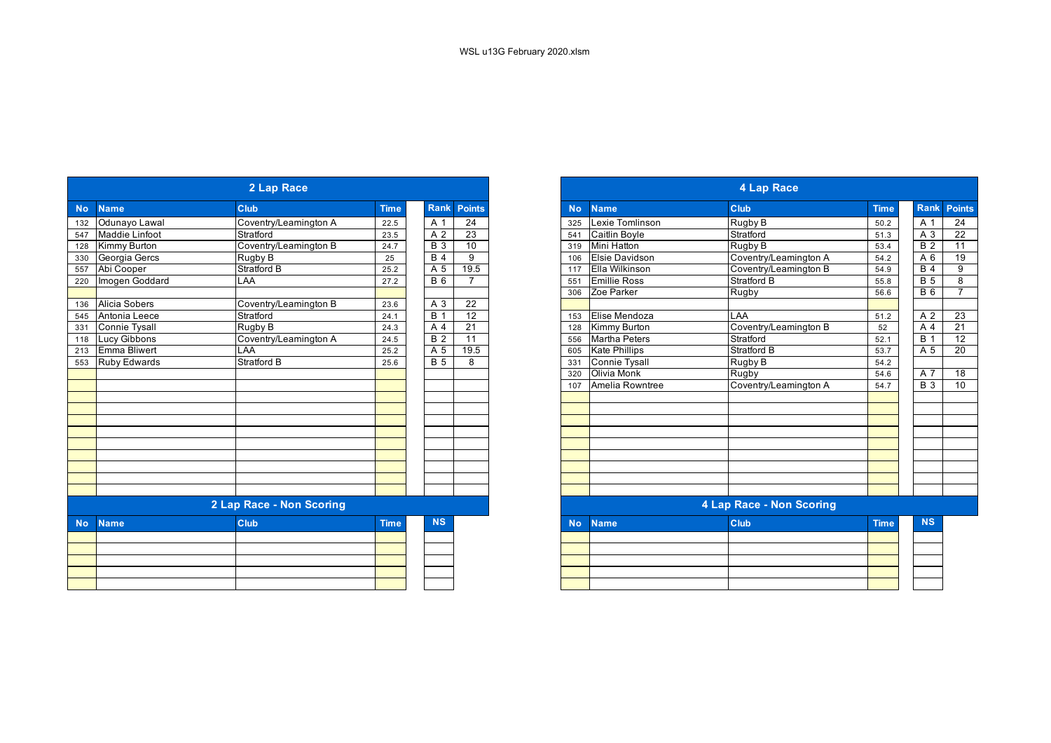WSL u13G February 2020.xlsm

## 2 Lap Race

| No | Name | Club | Time | Rank | Points |
|---|---|---|---|---|---|
| 132 | Odunayo Lawal | Coventry/Leamington A | 22.5 | A 1 | 24 |
| 547 | Maddie Linfoot | Stratford | 23.5 | A 2 | 23 |
| 128 | Kimmy Burton | Coventry/Leamington B | 24.7 | B 3 | 10 |
| 330 | Georgia Gercs | Rugby B | 25 | B 4 | 9 |
| 557 | Abi Cooper | Stratford B | 25.2 | A 5 | 19.5 |
| 220 | Imogen Goddard | LAA | 27.2 | B 6 | 7 |
| | | | | | |
| 136 | Alicia Sobers | Coventry/Leamington B | 23.6 | A 3 | 22 |
| 545 | Antonia Leece | Stratford | 24.1 | B 1 | 12 |
| 331 | Connie Tysall | Rugby B | 24.3 | A 4 | 21 |
| 118 | Lucy Gibbons | Coventry/Leamington A | 24.5 | B 2 | 11 |
| 213 | Emma Bliwert | LAA | 25.2 | A 5 | 19.5 |
| 553 | Ruby Edwards | Stratford B | 25.6 | B 5 | 8 |

## 2 Lap Race - Non Scoring

| No | Name | Club | Time | NS |
|---|---|---|---|---|
| | | | | |

## 4 Lap Race

| No | Name | Club | Time | Rank | Points |
|---|---|---|---|---|---|
| 325 | Lexie Tomlinson | Rugby B | 50.2 | A 1 | 24 |
| 541 | Caitlin Boyle | Stratford | 51.3 | A 3 | 22 |
| 319 | Mini Hatton | Rugby B | 53.4 | B 2 | 11 |
| 106 | Elsie Davidson | Coventry/Leamington A | 54.2 | A 6 | 19 |
| 117 | Ella Wilkinson | Coventry/Leamington B | 54.9 | B 4 | 9 |
| 551 | Emillie Ross | Stratford B | 55.8 | B 5 | 8 |
| 306 | Zoe Parker | Rugby | 56.6 | B 6 | 7 |
| | | | | | |
| 153 | Elise Mendoza | LAA | 51.2 | A 2 | 23 |
| 128 | Kimmy Burton | Coventry/Leamington B | 52 | A 4 | 21 |
| 556 | Martha Peters | Stratford | 52.1 | B 1 | 12 |
| 605 | Kate Phillips | Stratford B | 53.7 | A 5 | 20 |
| 331 | Connie Tysall | Rugby B | 54.2 | | |
| 320 | Olivia Monk | Rugby | 54.6 | A 7 | 18 |
| 107 | Amelia Rowntree | Coventry/Leamington A | 54.7 | B 3 | 10 |

## 4 Lap Race - Non Scoring

| No | Name | Club | Time | NS |
|---|---|---|---|---|
| | | | | |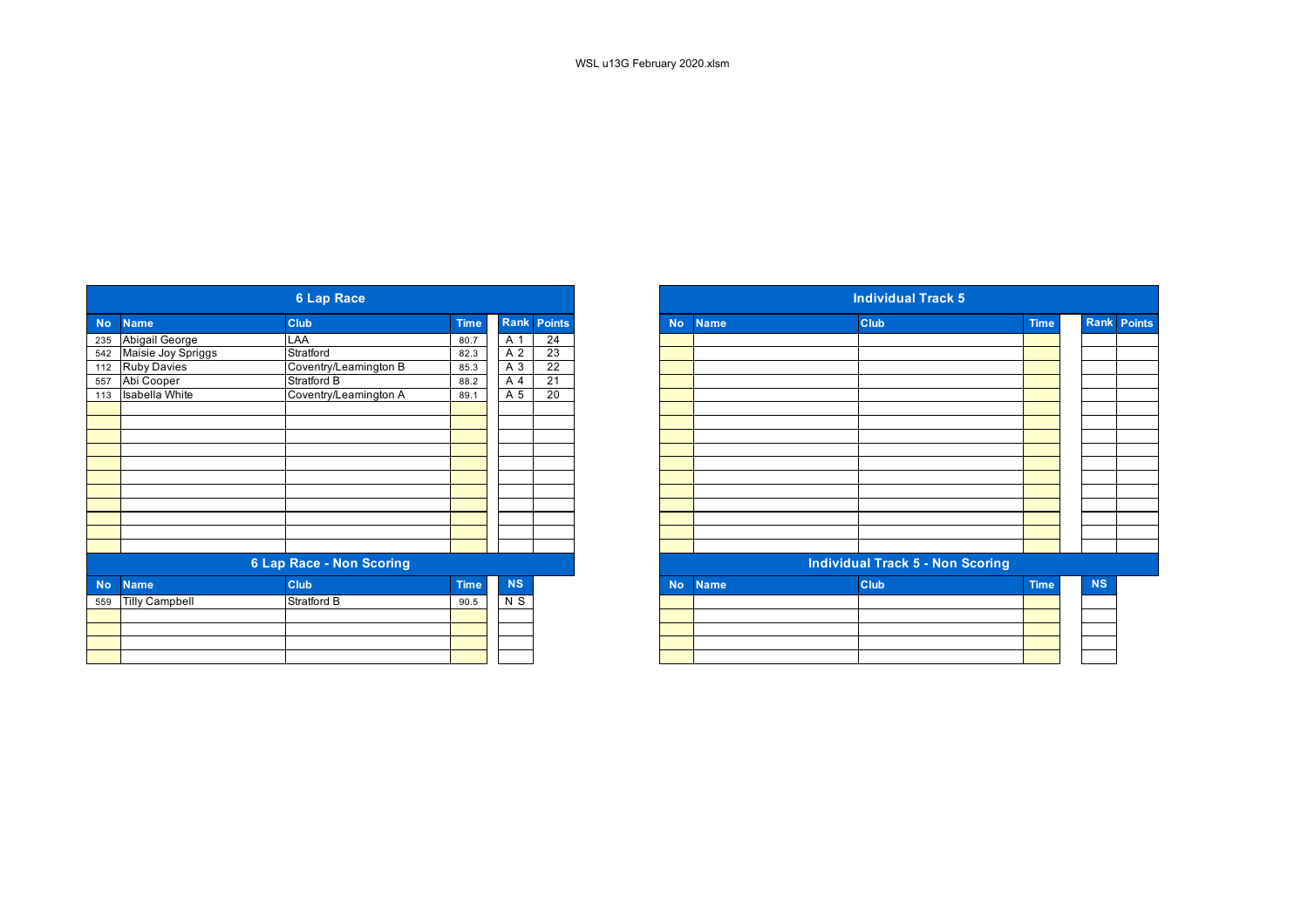WSL u13G February 2020.xlsm

## 6 Lap Race

| No | Name | Club | Time | Rank | Points |
|---|---|---|---|---|---|
| 235 | Abigail George | LAA | 80.7 | A 1 | 24 |
| 542 | Maisie Joy Spriggs | Stratford | 82.3 | A 2 | 23 |
| 112 | Ruby Davies | Coventry/Leamington B | 85.3 | A 3 | 22 |
| 557 | Abi Cooper | Stratford B | 88.2 | A 4 | 21 |
| 113 | Isabella White | Coventry/Leamington A | 89.1 | A 5 | 20 |

## 6 Lap Race - Non Scoring

| No | Name | Club | Time | NS |
|---|---|---|---|---|
| 559 | Tilly Campbell | Stratford B | 90.5 | N S |

## Individual Track 5

| No | Name | Club | Time | Rank | Points |
|---|---|---|---|---|---|

## Individual Track 5 - Non Scoring

| No | Name | Club | Time | NS |
|---|---|---|---|---|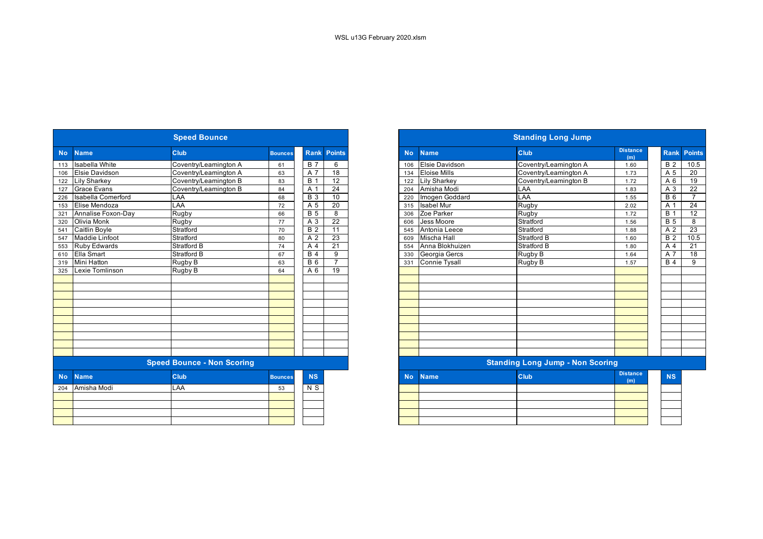WSL u13G February 2020.xlsx

## Speed Bounce

| No | Name | Club | Bounces | Rank | Points |
|---|---|---|---|---|---|
| 113 | Isabella White | Coventry/Leamington A | 61 | B 7 | 6 |
| 106 | Elsie Davidson | Coventry/Leamington A | 63 | A 7 | 18 |
| 122 | Lily Sharkey | Coventry/Leamington B | 83 | B 1 | 12 |
| 127 | Grace Evans | Coventry/Leamington B | 84 | A 1 | 24 |
| 226 | Isabella Comerford | LAA | 68 | B 3 | 10 |
| 153 | Elise Mendoza | LAA | 72 | A 5 | 20 |
| 321 | Annalise Foxon-Day | Rugby | 66 | B 5 | 8 |
| 320 | Olivia Monk | Rugby | 77 | A 3 | 22 |
| 541 | Caitlin Boyle | Stratford | 70 | B 2 | 11 |
| 547 | Maddie Linfoot | Stratford | 80 | A 2 | 23 |
| 553 | Ruby Edwards | Stratford B | 74 | A 4 | 21 |
| 610 | Ella Smart | Stratford B | 67 | B 4 | 9 |
| 319 | Mini Hatton | Rugby B | 63 | B 6 | 7 |
| 325 | Lexie Tomlinson | Rugby B | 64 | A 6 | 19 |

## Speed Bounce - Non Scoring

| No | Name | Club | Bounces | NS |
|---|---|---|---|---|
| 204 | Amisha Modi | LAA | 53 | N S |

## Standing Long Jump

| No | Name | Club | Distance (m) | Rank | Points |
|---|---|---|---|---|---|
| 106 | Elsie Davidson | Coventry/Leamington A | 1.60 | B 2 | 10.5 |
| 134 | Eloise Mills | Coventry/Leamington A | 1.73 | A 5 | 20 |
| 122 | Lily Sharkey | Coventry/Leamington B | 1.72 | A 6 | 19 |
| 204 | Amisha Modi | LAA | 1.83 | A 3 | 22 |
| 220 | Imogen Goddard | LAA | 1.55 | B 6 | 7 |
| 315 | Isabel Mur | Rugby | 2.02 | A 1 | 24 |
| 306 | Zoe Parker | Rugby | 1.72 | B 1 | 12 |
| 606 | Jess Moore | Stratford | 1.56 | B 5 | 8 |
| 545 | Antonia Leece | Stratford | 1.88 | A 2 | 23 |
| 609 | Mischa Hall | Stratford B | 1.60 | B 2 | 10.5 |
| 554 | Anna Blokhuizen | Stratford B | 1.80 | A 4 | 21 |
| 330 | Georgia Gercs | Rugby B | 1.64 | A 7 | 18 |
| 331 | Connie Tysall | Rugby B | 1.57 | B 4 | 9 |

## Standing Long Jump - Non Scoring

| No | Name | Club | Distance (m) | NS |
|---|---|---|---|---|
| | | | | |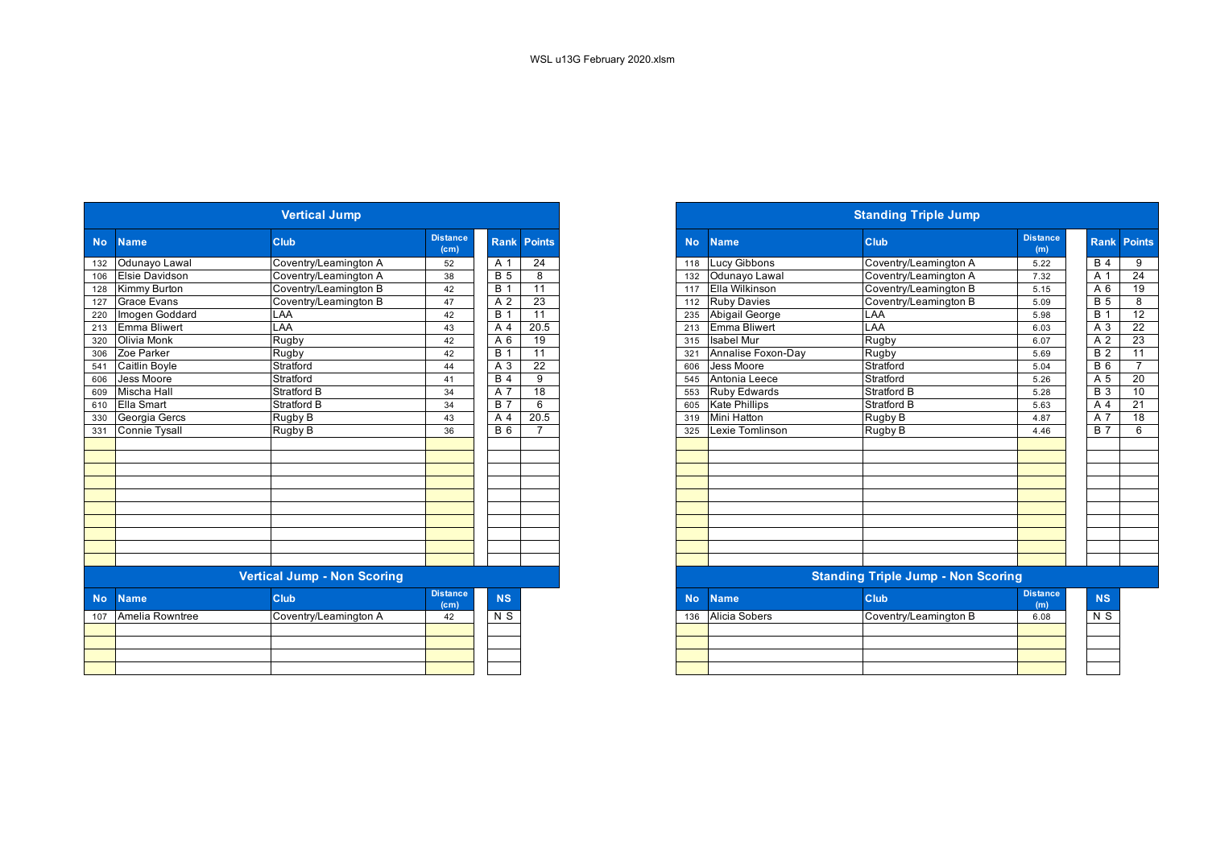WSL u13G February 2020.xlsm

## Vertical Jump

| No | Name | Club | Distance (cm) | Rank | Points |
|---|---|---|---|---|---|
| 132 | Odunayo Lawal | Coventry/Leamington A | 52 | A 1 | 24 |
| 106 | Elsie Davidson | Coventry/Leamington A | 38 | B 5 | 8 |
| 128 | Kimmy Burton | Coventry/Leamington B | 42 | B 1 | 11 |
| 127 | Grace Evans | Coventry/Leamington B | 47 | A 2 | 23 |
| 220 | Imogen Goddard | LAA | 42 | B 1 | 11 |
| 213 | Emma Bliwert | LAA | 43 | A 4 | 20.5 |
| 320 | Olivia Monk | Rugby | 42 | A 6 | 19 |
| 306 | Zoe Parker | Rugby | 42 | B 1 | 11 |
| 541 | Caitlin Boyle | Stratford | 44 | A 3 | 22 |
| 606 | Jess Moore | Stratford | 41 | B 4 | 9 |
| 609 | Mischa Hall | Stratford B | 34 | A 7 | 18 |
| 610 | Ella Smart | Stratford B | 34 | B 7 | 6 |
| 330 | Georgia Gercs | Rugby B | 43 | A 4 | 20.5 |
| 331 | Connie Tysall | Rugby B | 36 | B 6 | 7 |

## Vertical Jump - Non Scoring

| No | Name | Club | Distance (cm) | NS |
|---|---|---|---|---|
| 107 | Amelia Rowntree | Coventry/Leamington A | 42 | N S |

## Standing Triple Jump

| No | Name | Club | Distance (m) | Rank | Points |
|---|---|---|---|---|---|
| 118 | Lucy Gibbons | Coventry/Leamington A | 5.22 | B 4 | 9 |
| 132 | Odunayo Lawal | Coventry/Leamington A | 7.32 | A 1 | 24 |
| 117 | Ella Wilkinson | Coventry/Leamington B | 5.15 | A 6 | 19 |
| 112 | Ruby Davies | Coventry/Leamington B | 5.09 | B 5 | 8 |
| 235 | Abigail George | LAA | 5.98 | B 1 | 12 |
| 213 | Emma Bliwert | LAA | 6.03 | A 3 | 22 |
| 315 | Isabel Mur | Rugby | 6.07 | A 2 | 23 |
| 321 | Annalise Foxon-Day | Rugby | 5.69 | B 2 | 11 |
| 606 | Jess Moore | Stratford | 5.04 | B 6 | 7 |
| 545 | Antonia Leece | Stratford | 5.26 | A 5 | 20 |
| 553 | Ruby Edwards | Stratford B | 5.28 | B 3 | 10 |
| 605 | Kate Phillips | Stratford B | 5.63 | A 4 | 21 |
| 319 | Mini Hatton | Rugby B | 4.87 | A 7 | 18 |
| 325 | Lexie Tomlinson | Rugby B | 4.46 | B 7 | 6 |

## Standing Triple Jump - Non Scoring

| No | Name | Club | Distance (m) | NS |
|---|---|---|---|---|
| 136 | Alicia Sobers | Coventry/Leamington B | 6.08 | N S |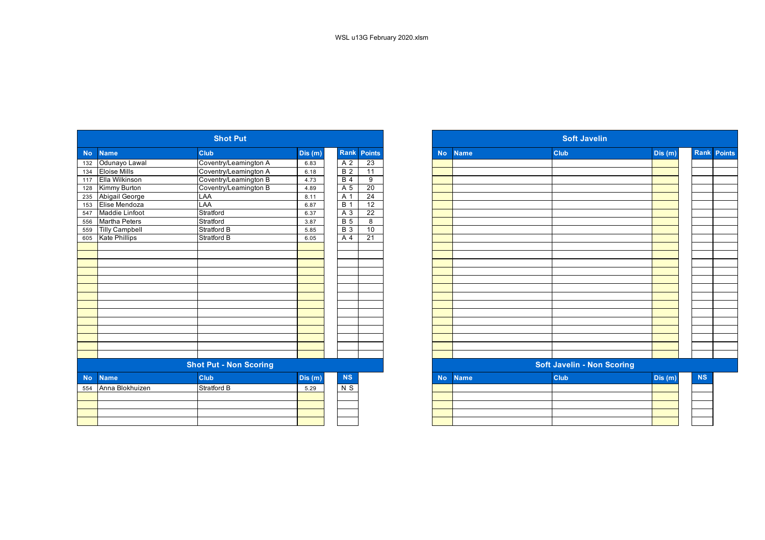WSL u13G February 2020.xlsm

## Shot Put

| No | Name | Club | Dis (m) | Rank | Points |
|---|---|---|---|---|---|
| 132 | Odunayo Lawal | Coventry/Leamington A | 6.83 | A 2 | 23 |
| 134 | Eloise Mills | Coventry/Leamington A | 6.18 | B 2 | 11 |
| 117 | Ella Wilkinson | Coventry/Leamington B | 4.73 | B 4 | 9 |
| 128 | Kimmy Burton | Coventry/Leamington B | 4.89 | A 5 | 20 |
| 235 | Abigail George | LAA | 8.11 | A 1 | 24 |
| 153 | Elise Mendoza | LAA | 6.87 | B 1 | 12 |
| 547 | Maddie Linfoot | Stratford | 6.37 | A 3 | 22 |
| 556 | Martha Peters | Stratford | 3.87 | B 5 | 8 |
| 559 | Tilly Campbell | Stratford B | 5.85 | B 3 | 10 |
| 605 | Kate Phillips | Stratford B | 6.05 | A 4 | 21 |

## Shot Put - Non Scoring

| No | Name | Club | Dis (m) | NS |
|---|---|---|---|---|
| 554 | Anna Blokhuizen | Stratford B | 5.29 | N S |

## Soft Javelin

| No | Name | Club | Dis (m) | Rank | Points |
|---|---|---|---|---|---|

## Soft Javelin - Non Scoring

| No | Name | Club | Dis (m) | NS |
|---|---|---|---|---|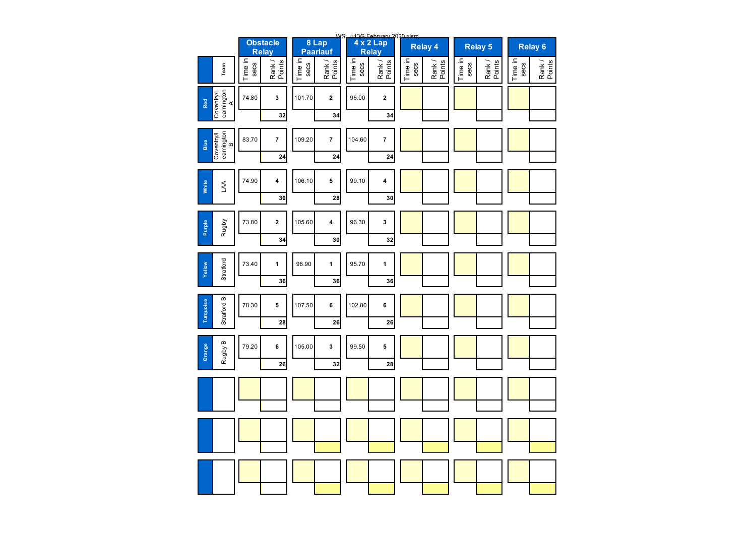WSL u13G February 2020.xlsm

| | Team | Obstacle Relay | | 8 Lap Paarlauf | | 4 x 2 Lap Relay | | Relay 4 | | Relay 5 | | Relay 6 | |
|---|---|---|---|---|---|---|---|---|---|---|---|---|---|
| | | Time in secs | Rank / Points | Time in secs | Rank / Points | Time in secs | Rank / Points | Time in secs | Rank / Points | Time in secs | Rank / Points | Time in secs | Rank / Points |
| Red | Coventry/Leamington A | 74.80 | 3 | 101.70 | 2 | 96.00 | 2 | | | | | | |
| | | | 32 | | 34 | | 34 | | | | | | |
| Blue | Coventry/Leamington B | 83.70 | 7 | 109.20 | 7 | 104.60 | 7 | | | | | | |
| | | | 24 | | 24 | | 24 | | | | | | |
| White | LAA | 74.90 | 4 | 106.10 | 5 | 99.10 | 4 | | | | | | |
| | | | 30 | | 28 | | 30 | | | | | | |
| Purple | Rugby | 73.80 | 2 | 105.60 | 4 | 96.30 | 3 | | | | | | |
| | | | 34 | | 30 | | 32 | | | | | | |
| Yellow | Stratford | 73.40 | 1 | 98.90 | 1 | 95.70 | 1 | | | | | | |
| | | | 36 | | 36 | | 36 | | | | | | |
| Turquoise | Stratford B | 78.30 | 5 | 107.50 | 6 | 102.80 | 6 | | | | | | |
| | | | 28 | | 26 | | 26 | | | | | | |
| Orange | Rugby B | 79.20 | 6 | 105.00 | 3 | 99.50 | 5 | | | | | | |
| | | | 26 | | 32 | | 28 | | | | | | |
| | | | | | | | | | | | | | |
| | | | | | | | | | | | | | |
| | | | | | | | | | | | | | |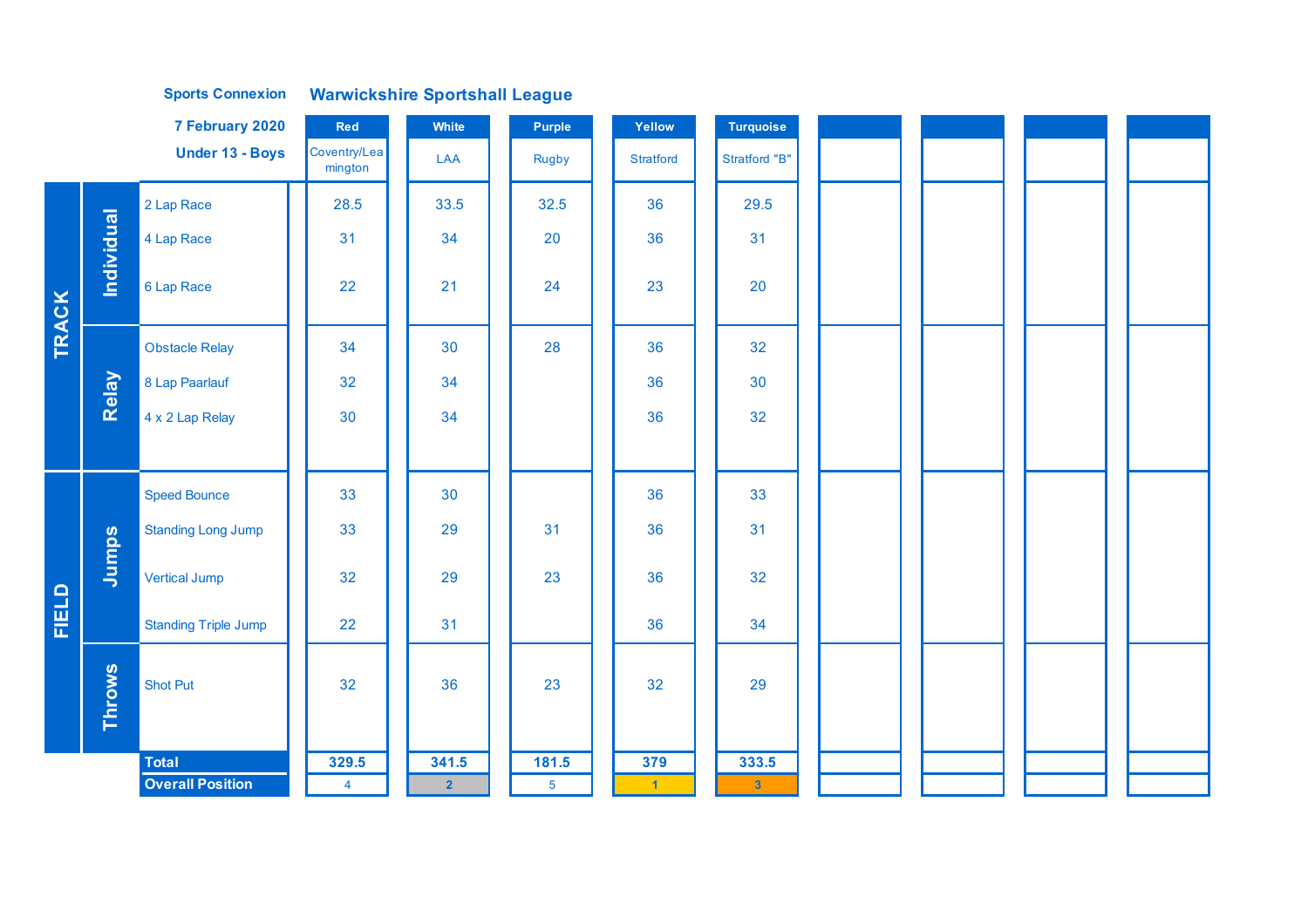**Sports Connexion** **Warwickshire Sportshall League**

**7 February 2020**

**Under 13 - Boys**

| | | | Red | White | Purple | Yellow | Turquoise | | | | |
|---|---|---|---|---|---|---|---|---|---|---|---|
| | | | Coventry/Leamington | LAA | Rugby | Stratford | Stratford "B" | | | | |
| TRACK | Individual | 2 Lap Race | 28.5 | 33.5 | 32.5 | 36 | 29.5 | | | | |
| | | 4 Lap Race | 31 | 34 | 20 | 36 | 31 | | | | |
| | | 6 Lap Race | 22 | 21 | 24 | 23 | 20 | | | | |
| | Relay | Obstacle Relay | 34 | 30 | 28 | 36 | 32 | | | | |
| | | 8 Lap Paarlauf | 32 | 34 | | 36 | 30 | | | | |
| | | 4 x 2 Lap Relay | 30 | 34 | | 36 | 32 | | | | |
| FIELD | Jumps | Speed Bounce | 33 | 30 | | 36 | 33 | | | | |
| | | Standing Long Jump | 33 | 29 | 31 | 36 | 31 | | | | |
| | | Vertical Jump | 32 | 29 | 23 | 36 | 32 | | | | |
| | | Standing Triple Jump | 22 | 31 | | 36 | 34 | | | | |
| | Throws | Shot Put | 32 | 36 | 23 | 32 | 29 | | | | |
| | | **Total** | **329.5** | **341.5** | **181.5** | **379** | **333.5** | | | | |
| | | **Overall Position** | 4 | 2 | 5 | 1 | 3 | | | | |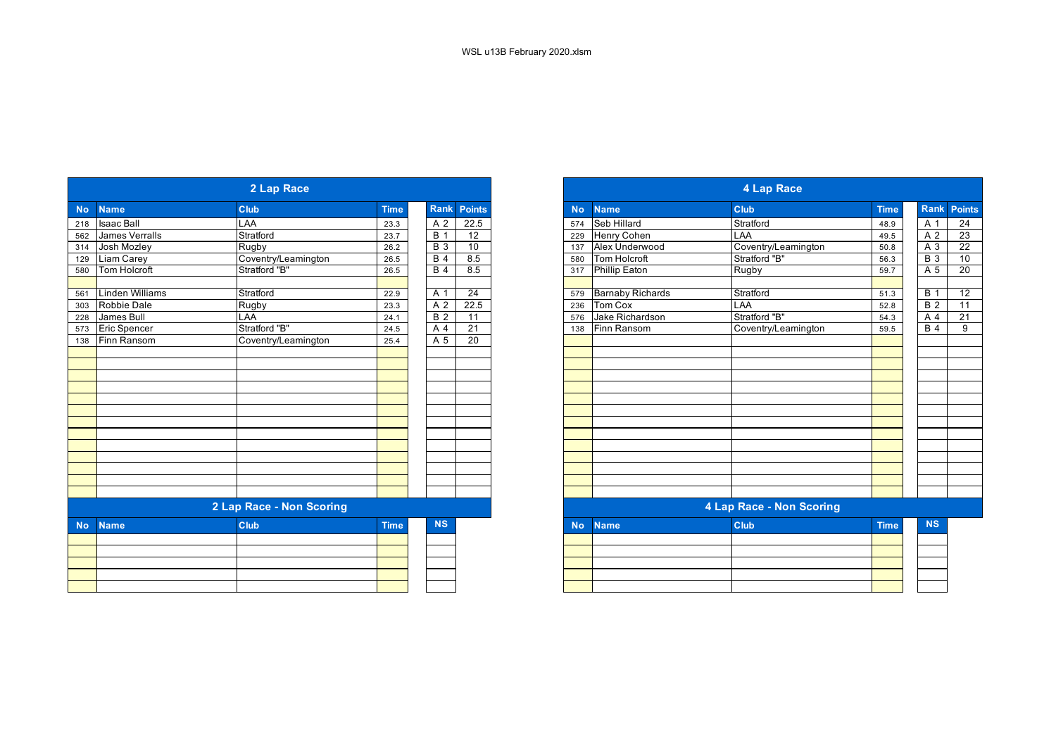WSL u13B February 2020.xlsm

## 2 Lap Race

| No | Name | Club | Time | Rank | Points |
|---|---|---|---|---|---|
| 218 | Isaac Ball | LAA | 23.3 | A 2 | 22.5 |
| 562 | James Verralls | Stratford | 23.7 | B 1 | 12 |
| 314 | Josh Mozley | Rugby | 26.2 | B 3 | 10 |
| 129 | Liam Carey | Coventry/Leamington | 26.5 | B 4 | 8.5 |
| 580 | Tom Holcroft | Stratford "B" | 26.5 | B 4 | 8.5 |
| | | | | | |
| 561 | Linden Williams | Stratford | 22.9 | A 1 | 24 |
| 303 | Robbie Dale | Rugby | 23.3 | A 2 | 22.5 |
| 228 | James Bull | LAA | 24.1 | B 2 | 11 |
| 573 | Eric Spencer | Stratford "B" | 24.5 | A 4 | 21 |
| 138 | Finn Ransom | Coventry/Leamington | 25.4 | A 5 | 20 |

## 2 Lap Race - Non Scoring

| No | Name | Club | Time | NS |
|---|---|---|---|---|
| | | | | |

## 4 Lap Race

| No | Name | Club | Time | Rank | Points |
|---|---|---|---|---|---|
| 574 | Seb Hillard | Stratford | 48.9 | A 1 | 24 |
| 229 | Henry Cohen | LAA | 49.5 | A 2 | 23 |
| 137 | Alex Underwood | Coventry/Leamington | 50.8 | A 3 | 22 |
| 580 | Tom Holcroft | Stratford "B" | 56.3 | B 3 | 10 |
| 317 | Phillip Eaton | Rugby | 59.7 | A 5 | 20 |
| | | | | | |
| 579 | Barnaby Richards | Stratford | 51.3 | B 1 | 12 |
| 236 | Tom Cox | LAA | 52.8 | B 2 | 11 |
| 576 | Jake Richardson | Stratford "B" | 54.3 | A 4 | 21 |
| 138 | Finn Ransom | Coventry/Leamington | 59.5 | B 4 | 9 |

## 4 Lap Race - Non Scoring

| No | Name | Club | Time | NS |
|---|---|---|---|---|
| | | | | |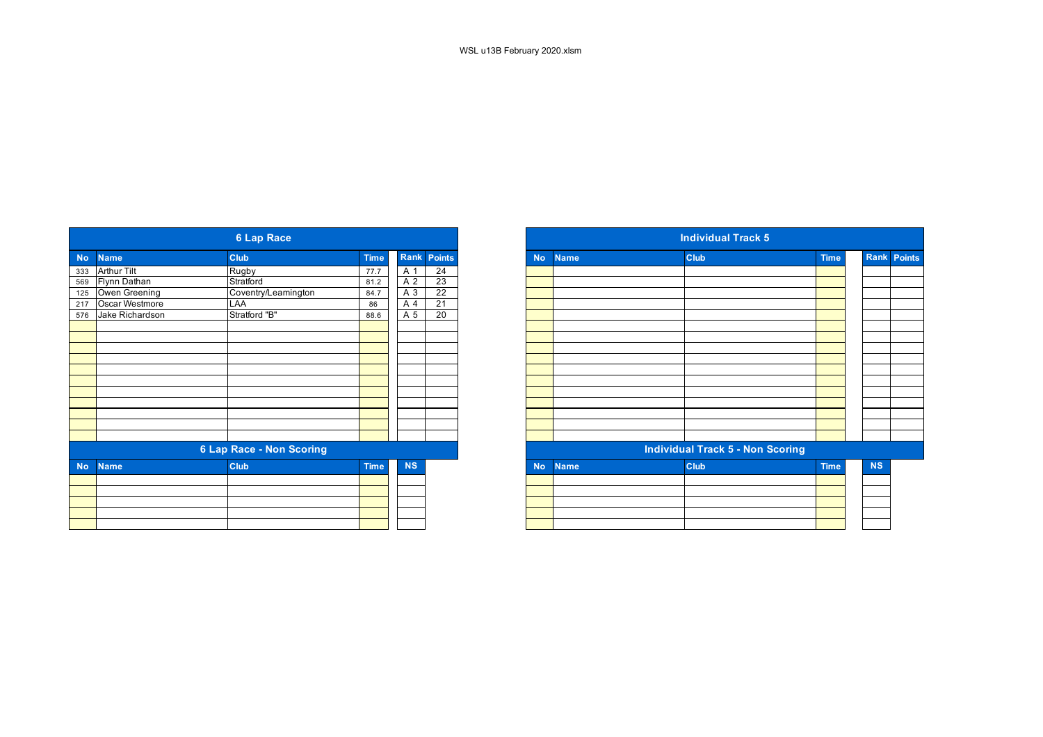WSL u13B February 2020.xlsm

## 6 Lap Race

| No | Name | Club | Time | Rank | Points |
|---|---|---|---|---|---|
| 333 | Arthur Tilt | Rugby | 77.7 | A 1 | 24 |
| 569 | Flynn Dathan | Stratford | 81.2 | A 2 | 23 |
| 125 | Owen Greening | Coventry/Leamington | 84.7 | A 3 | 22 |
| 217 | Oscar Westmore | LAA | 86 | A 4 | 21 |
| 576 | Jake Richardson | Stratford "B" | 88.6 | A 5 | 20 |

## 6 Lap Race - Non Scoring

| No | Name | Club | Time | NS |
|---|---|---|---|---|

## Individual Track 5

| No | Name | Club | Time | Rank | Points |
|---|---|---|---|---|---|

## Individual Track 5 - Non Scoring

| No | Name | Club | Time | NS |
|---|---|---|---|---|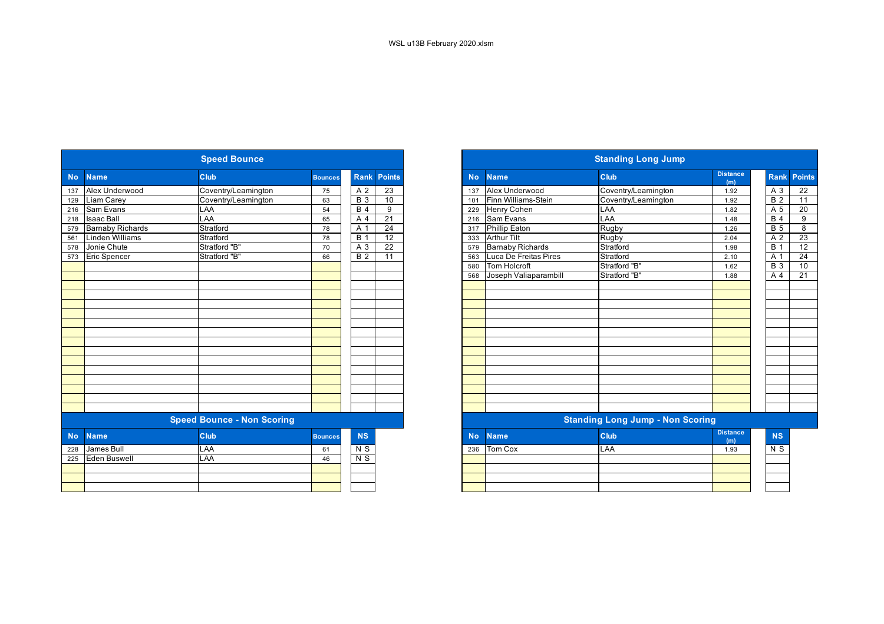WSL u13B February 2020.xlsx

## Speed Bounce

| No | Name | Club | Bounces | Rank | Points |
|---|---|---|---|---|---|
| 137 | Alex Underwood | Coventry/Leamington | 75 | A 2 | 23 |
| 129 | Liam Carey | Coventry/Leamington | 63 | B 3 | 10 |
| 216 | Sam Evans | LAA | 54 | B 4 | 9 |
| 218 | Isaac Ball | LAA | 65 | A 4 | 21 |
| 579 | Barnaby Richards | Stratford | 78 | A 1 | 24 |
| 561 | Linden Williams | Stratford | 78 | B 1 | 12 |
| 578 | Jonie Chute | Stratford "B" | 70 | A 3 | 22 |
| 573 | Eric Spencer | Stratford "B" | 66 | B 2 | 11 |

## Speed Bounce - Non Scoring

| No | Name | Club | Bounces | NS |
|---|---|---|---|---|
| 228 | James Bull | LAA | 61 | N S |
| 225 | Eden Buswell | LAA | 46 | N S |

## Standing Long Jump

| No | Name | Club | Distance (m) | Rank | Points |
|---|---|---|---|---|---|
| 137 | Alex Underwood | Coventry/Leamington | 1.92 | A 3 | 22 |
| 101 | Finn Williams-Stein | Coventry/Leamington | 1.92 | B 2 | 11 |
| 229 | Henry Cohen | LAA | 1.82 | A 5 | 20 |
| 216 | Sam Evans | LAA | 1.48 | B 4 | 9 |
| 317 | Phillip Eaton | Rugby | 1.26 | B 5 | 8 |
| 333 | Arthur Tilt | Rugby | 2.04 | A 2 | 23 |
| 579 | Barnaby Richards | Stratford | 1.98 | B 1 | 12 |
| 563 | Luca De Freitas Pires | Stratford | 2.10 | A 1 | 24 |
| 580 | Tom Holcroft | Stratford "B" | 1.62 | B 3 | 10 |
| 568 | Joseph Valiaparambill | Stratford "B" | 1.88 | A 4 | 21 |

## Standing Long Jump - Non Scoring

| No | Name | Club | Distance (m) | NS |
|---|---|---|---|---|
| 236 | Tom Cox | LAA | 1.93 | N S |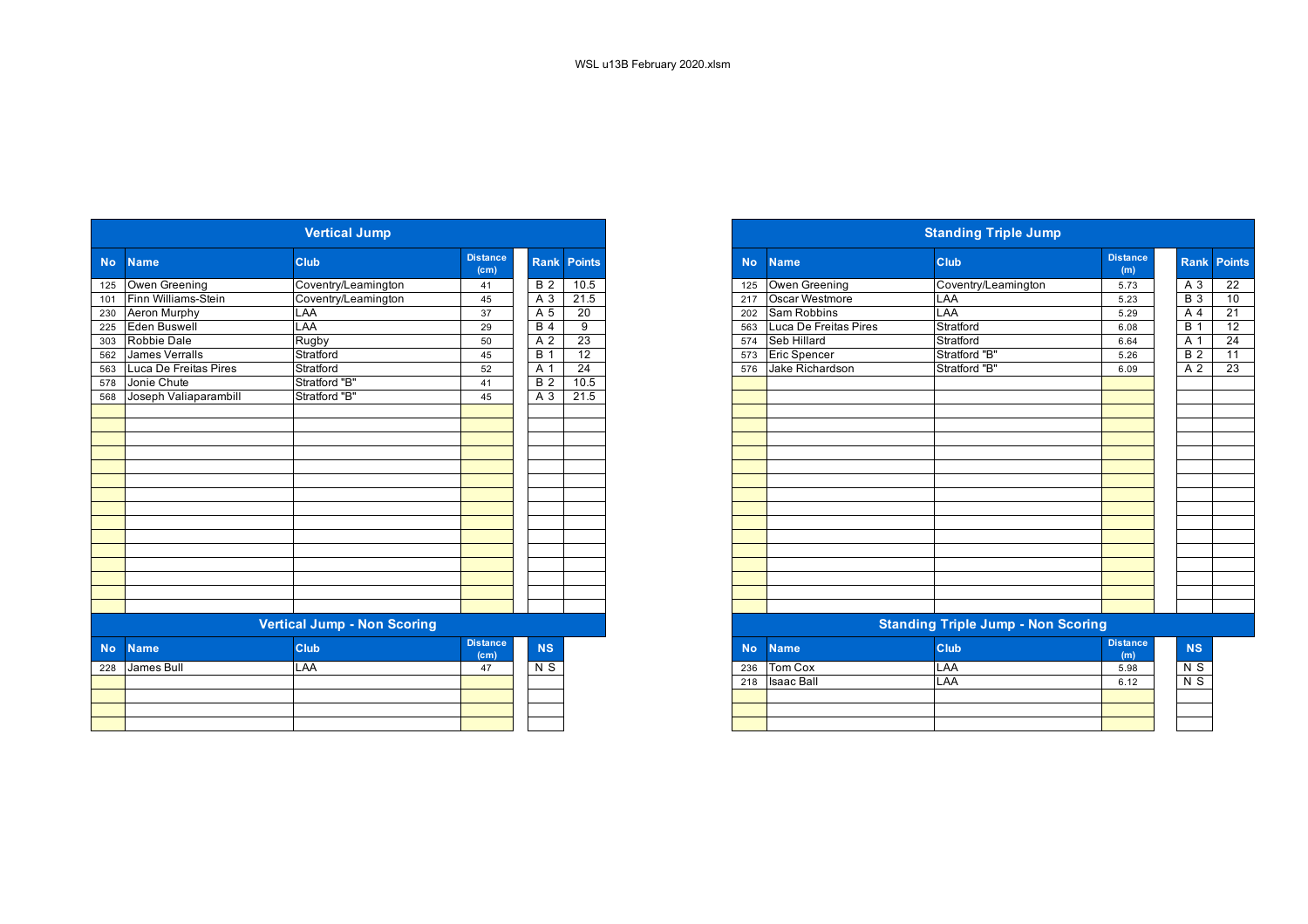WSL u13B February 2020.xlsm

## Vertical Jump

| No | Name | Club | Distance (cm) | Rank | Points |
|---|---|---|---|---|---|
| 125 | Owen Greening | Coventry/Leamington | 41 | B 2 | 10.5 |
| 101 | Finn Williams-Stein | Coventry/Leamington | 45 | A 3 | 21.5 |
| 230 | Aeron Murphy | LAA | 37 | A 5 | 20 |
| 225 | Eden Buswell | LAA | 29 | B 4 | 9 |
| 303 | Robbie Dale | Rugby | 50 | A 2 | 23 |
| 562 | James Verralls | Stratford | 45 | B 1 | 12 |
| 563 | Luca De Freitas Pires | Stratford | 52 | A 1 | 24 |
| 578 | Jonie Chute | Stratford "B" | 41 | B 2 | 10.5 |
| 568 | Joseph Valiaparambill | Stratford "B" | 45 | A 3 | 21.5 |

## Vertical Jump - Non Scoring

| No | Name | Club | Distance (cm) | NS |
|---|---|---|---|---|
| 228 | James Bull | LAA | 47 | N S |

## Standing Triple Jump

| No | Name | Club | Distance (m) | Rank | Points |
|---|---|---|---|---|---|
| 125 | Owen Greening | Coventry/Leamington | 5.73 | A 3 | 22 |
| 217 | Oscar Westmore | LAA | 5.23 | B 3 | 10 |
| 202 | Sam Robbins | LAA | 5.29 | A 4 | 21 |
| 563 | Luca De Freitas Pires | Stratford | 6.08 | B 1 | 12 |
| 574 | Seb Hillard | Stratford | 6.64 | A 1 | 24 |
| 573 | Eric Spencer | Stratford "B" | 5.26 | B 2 | 11 |
| 576 | Jake Richardson | Stratford "B" | 6.09 | A 2 | 23 |

## Standing Triple Jump - Non Scoring

| No | Name | Club | Distance (m) | NS |
|---|---|---|---|---|
| 236 | Tom Cox | LAA | 5.98 | N S |
| 218 | Isaac Ball | LAA | 6.12 | N S |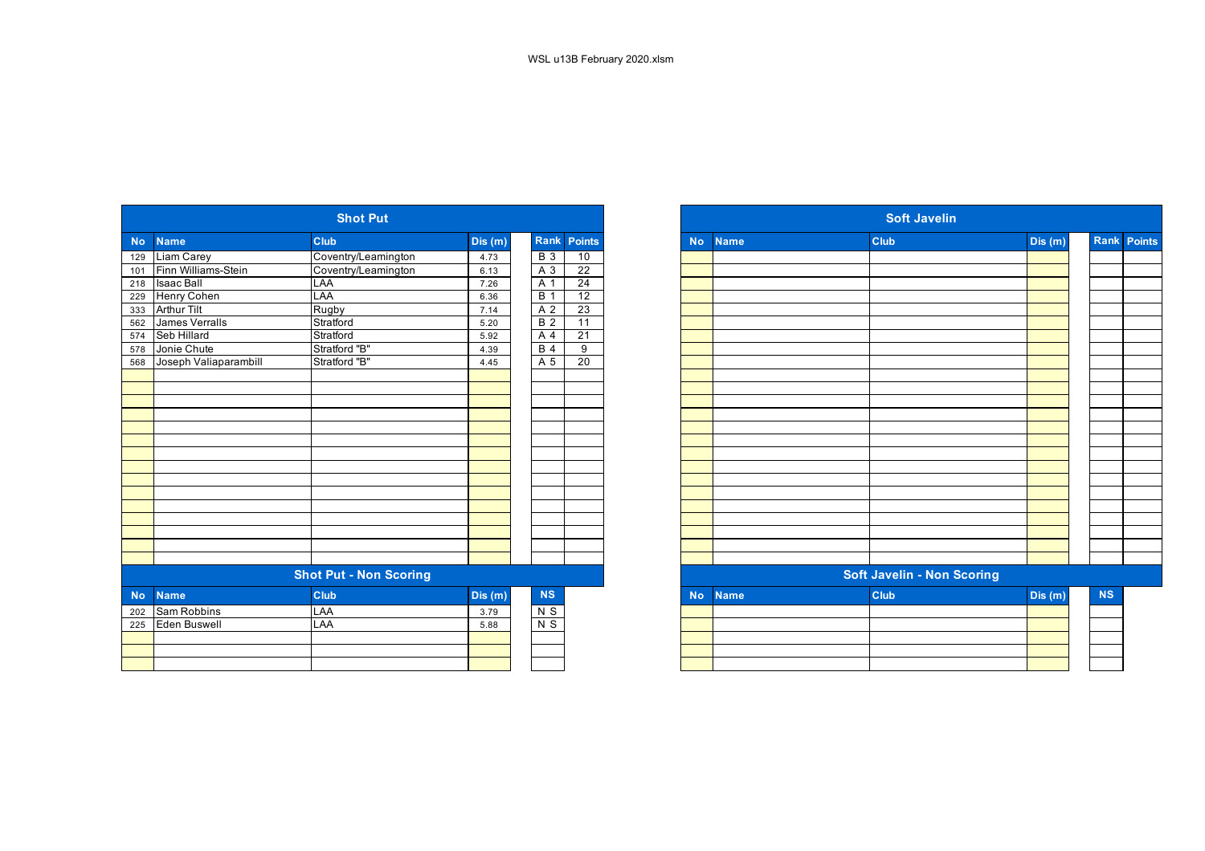WSL u13B February 2020.xlsm

## Shot Put

| No | Name | Club | Dis (m) | Rank | Points |
|---|---|---|---|---|---|
| 129 | Liam Carey | Coventry/Leamington | 4.73 | B 3 | 10 |
| 101 | Finn Williams-Stein | Coventry/Leamington | 6.13 | A 3 | 22 |
| 218 | Isaac Ball | LAA | 7.26 | A 1 | 24 |
| 229 | Henry Cohen | LAA | 6.36 | B 1 | 12 |
| 333 | Arthur Tilt | Rugby | 7.14 | A 2 | 23 |
| 562 | James Verralls | Stratford | 5.20 | B 2 | 11 |
| 574 | Seb Hillard | Stratford | 5.92 | A 4 | 21 |
| 578 | Jonie Chute | Stratford "B" | 4.39 | B 4 | 9 |
| 568 | Joseph Valiaparambill | Stratford "B" | 4.45 | A 5 | 20 |

## Shot Put - Non Scoring

| No | Name | Club | Dis (m) | NS |
|---|---|---|---|---|
| 202 | Sam Robbins | LAA | 3.79 | N S |
| 225 | Eden Buswell | LAA | 5.88 | N S |

## Soft Javelin

| No | Name | Club | Dis (m) | Rank | Points |
|---|---|---|---|---|---|

## Soft Javelin - Non Scoring

| No | Name | Club | Dis (m) | NS |
|---|---|---|---|---|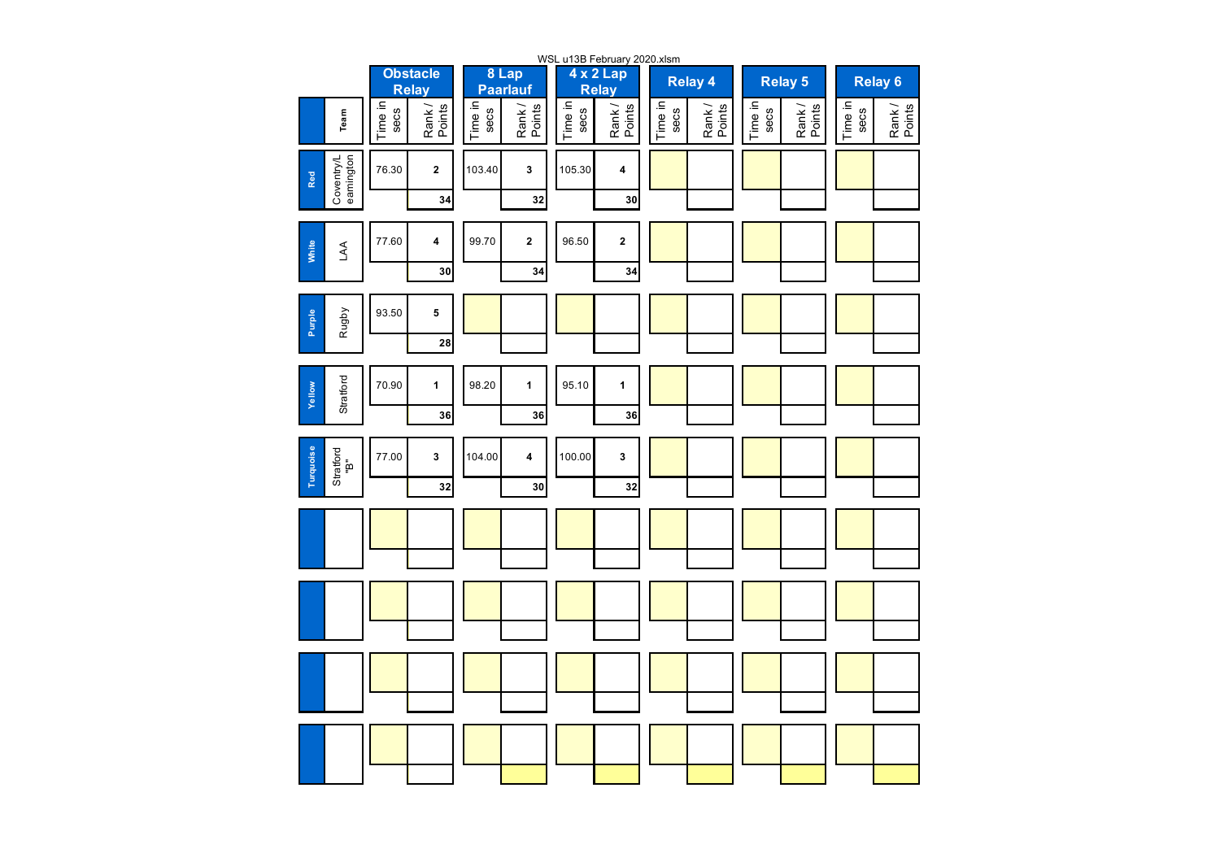WSL u13B February 2020.xlsm

| | Team | Obstacle Relay | | 8 Lap Paarlauf | | 4 x 2 Lap Relay | | Relay 4 | | Relay 5 | | Relay 6 | |
|---|---|---|---|---|---|---|---|---|---|---|---|---|---|
| | | Time in secs | Rank / Points | Time in secs | Rank / Points | Time in secs | Rank / Points | Time in secs | Rank / Points | Time in secs | Rank / Points | Time in secs | Rank / Points |
| Red | Coventry/Leamington | 76.30 | 2 / 34 | 103.40 | 3 / 32 | 105.30 | 4 / 30 | | | | | | |
| White | LAA | 77.60 | 4 / 30 | 99.70 | 2 / 34 | 96.50 | 2 / 34 | | | | | | |
| Purple | Rugby | 93.50 | 5 / 28 | | | | | | | | | | |
| Yellow | Stratford | 70.90 | 1 / 36 | 98.20 | 1 / 36 | 95.10 | 1 / 36 | | | | | | |
| Turquoise | Stratford "B" | 77.00 | 3 / 32 | 104.00 | 4 / 30 | 100.00 | 3 / 32 | | | | | | |
| | | | | | | | | | | | | | |
| | | | | | | | | | | | | | |
| | | | | | | | | | | | | | |
| | | | | | | | | | | | | | |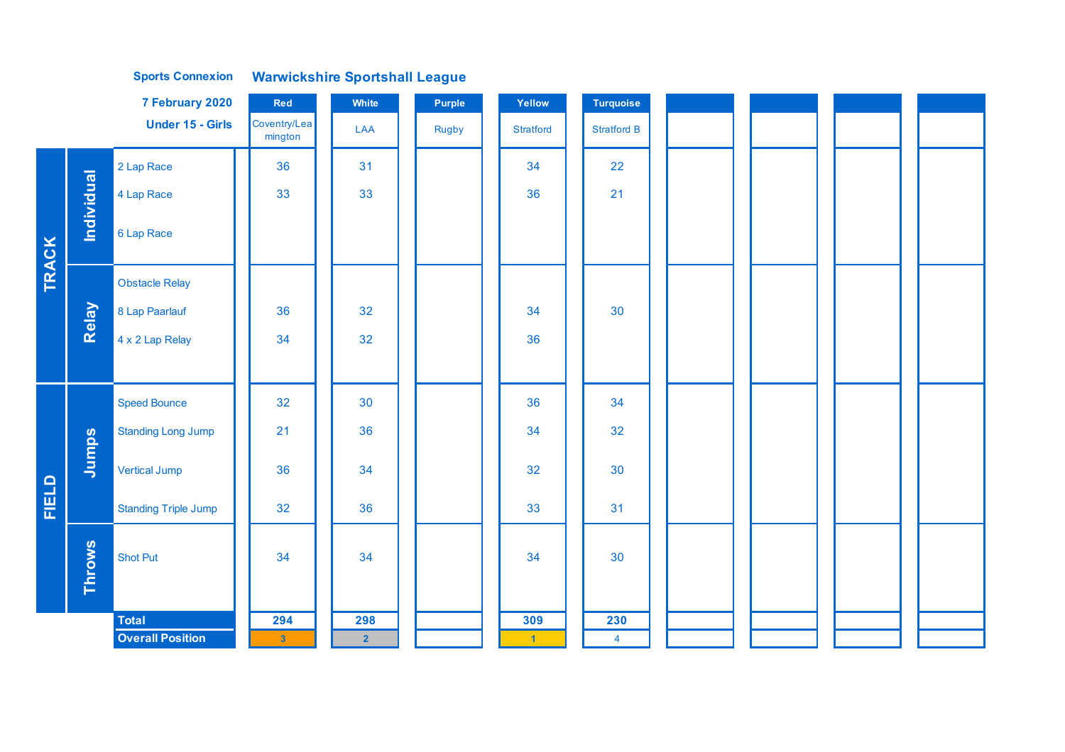**Sports Connexion** — **Warwickshire Sportshall League**

**7 February 2020**

**Under 15 - Girls**

| | | Event | Red | White | Purple | Yellow | Turquoise | | | | |
|---|---|---|---|---|---|---|---|---|---|---|---|
| | | | Coventry/Leamington | LAA | Rugby | Stratford | Stratford B | | | | |
| TRACK | Individual | 2 Lap Race | 36 | 31 | | 34 | 22 | | | | |
| | | 4 Lap Race | 33 | 33 | | 36 | 21 | | | | |
| | | 6 Lap Race | | | | | | | | | |
| | Relay | Obstacle Relay | | | | | | | | | |
| | | 8 Lap Paarlauf | 36 | 32 | | 34 | 30 | | | | |
| | | 4 x 2 Lap Relay | 34 | 32 | | 36 | | | | | |
| FIELD | Jumps | Speed Bounce | 32 | 30 | | 36 | 34 | | | | |
| | | Standing Long Jump | 21 | 36 | | 34 | 32 | | | | |
| | | Vertical Jump | 36 | 34 | | 32 | 30 | | | | |
| | | Standing Triple Jump | 32 | 36 | | 33 | 31 | | | | |
| | Throws | Shot Put | 34 | 34 | | 34 | 30 | | | | |
| | | **Total** | **294** | **298** | | **309** | **230** | | | | |
| | | **Overall Position** | 3 | 2 | | 1 | 4 | | | | |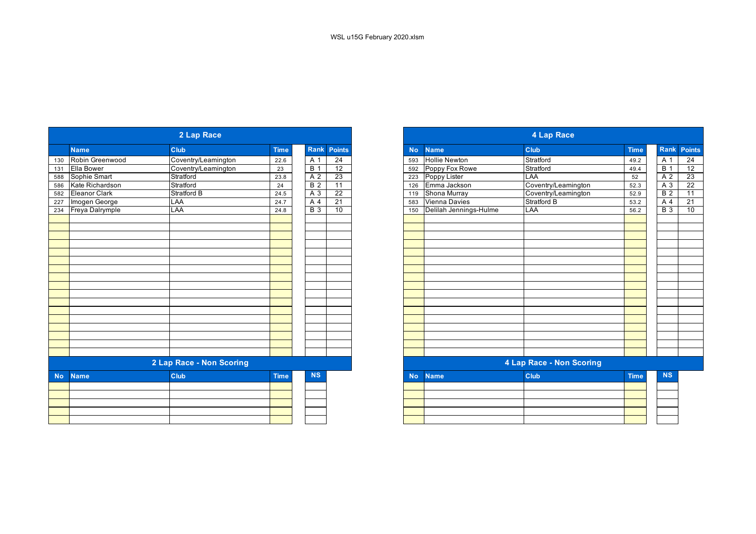WSL u15G February 2020.xlsm

## 2 Lap Race

| No | Name | Club | Time | Rank | Points |
|---|---|---|---|---|---|
| 130 | Robin Greenwood | Coventry/Leamington | 22.6 | A 1 | 24 |
| 131 | Ella Bower | Coventry/Leamington | 23 | B 1 | 12 |
| 588 | Sophie Smart | Stratford | 23.8 | A 2 | 23 |
| 586 | Kate Richardson | Stratford | 24 | B 2 | 11 |
| 582 | Eleanor Clark | Stratford B | 24.5 | A 3 | 22 |
| 227 | Imogen George | LAA | 24.7 | A 4 | 21 |
| 234 | Freya Dalrymple | LAA | 24.8 | B 3 | 10 |

## 2 Lap Race - Non Scoring

| No | Name | Club | Time | NS |
|---|---|---|---|---|

## 4 Lap Race

| No | Name | Club | Time | Rank | Points |
|---|---|---|---|---|---|
| 593 | Hollie Newton | Stratford | 49.2 | A 1 | 24 |
| 592 | Poppy Fox Rowe | Stratford | 49.4 | B 1 | 12 |
| 223 | Poppy Lister | LAA | 52 | A 2 | 23 |
| 126 | Emma Jackson | Coventry/Leamington | 52.3 | A 3 | 22 |
| 119 | Shona Murray | Coventry/Leamington | 52.9 | B 2 | 11 |
| 583 | Vienna Davies | Stratford B | 53.2 | A 4 | 21 |
| 150 | Delilah Jennings-Hulme | LAA | 56.2 | B 3 | 10 |

## 4 Lap Race - Non Scoring

| No | Name | Club | Time | NS |
|---|---|---|---|---|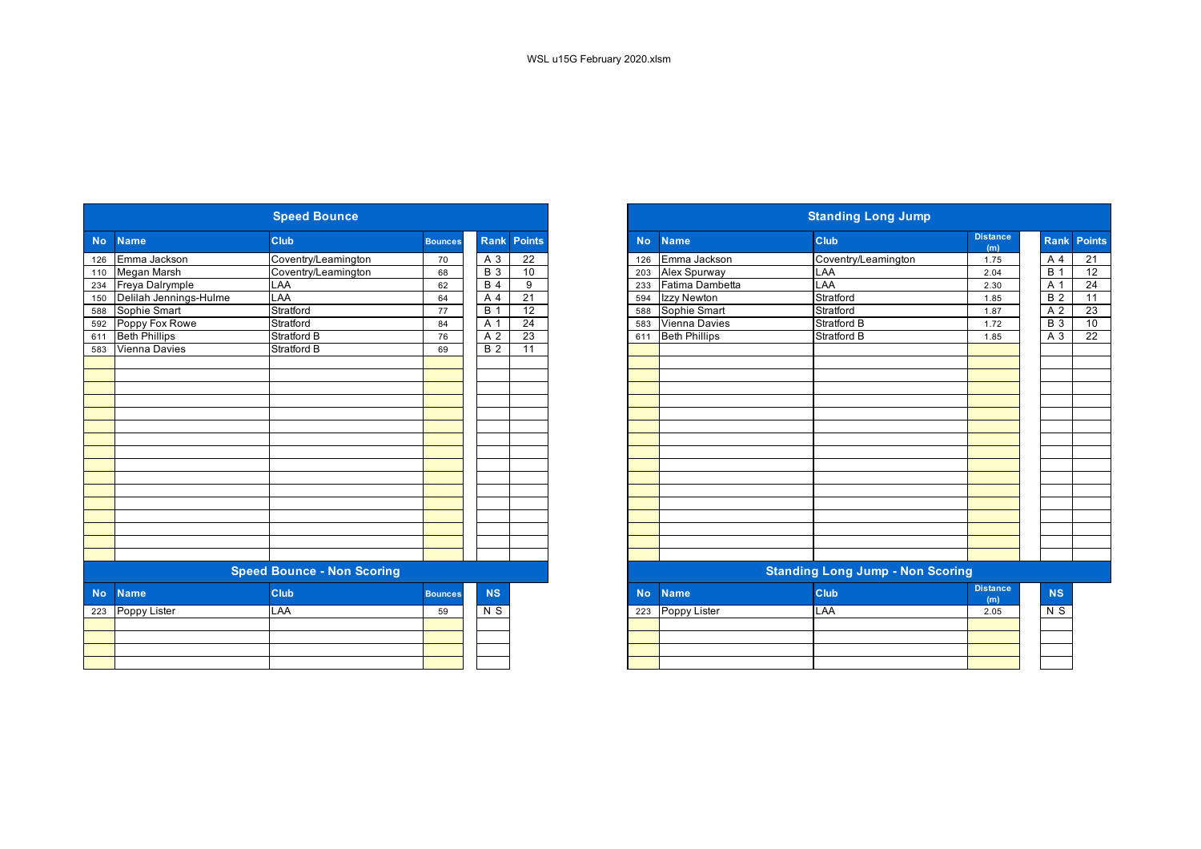WSL u15G February 2020.xlsm

## Speed Bounce

| No | Name | Club | Bounces | Rank | Points |
|---|---|---|---|---|---|
| 126 | Emma Jackson | Coventry/Leamington | 70 | A 3 | 22 |
| 110 | Megan Marsh | Coventry/Leamington | 68 | B 3 | 10 |
| 234 | Freya Dalrymple | LAA | 62 | B 4 | 9 |
| 150 | Delilah Jennings-Hulme | LAA | 64 | A 4 | 21 |
| 588 | Sophie Smart | Stratford | 77 | B 1 | 12 |
| 592 | Poppy Fox Rowe | Stratford | 84 | A 1 | 24 |
| 611 | Beth Phillips | Stratford B | 76 | A 2 | 23 |
| 583 | Vienna Davies | Stratford B | 69 | B 2 | 11 |

## Speed Bounce - Non Scoring

| No | Name | Club | Bounces | NS |
|---|---|---|---|---|
| 223 | Poppy Lister | LAA | 59 | N S |

## Standing Long Jump

| No | Name | Club | Distance (m) | Rank | Points |
|---|---|---|---|---|---|
| 126 | Emma Jackson | Coventry/Leamington | 1.75 | A 4 | 21 |
| 203 | Alex Spurway | LAA | 2.04 | B 1 | 12 |
| 233 | Fatima Dambetta | LAA | 2.30 | A 1 | 24 |
| 594 | Izzy Newton | Stratford | 1.85 | B 2 | 11 |
| 588 | Sophie Smart | Stratford | 1.87 | A 2 | 23 |
| 583 | Vienna Davies | Stratford B | 1.72 | B 3 | 10 |
| 611 | Beth Phillips | Stratford B | 1.85 | A 3 | 22 |

## Standing Long Jump - Non Scoring

| No | Name | Club | Distance (m) | NS |
|---|---|---|---|---|
| 223 | Poppy Lister | LAA | 2.05 | N S |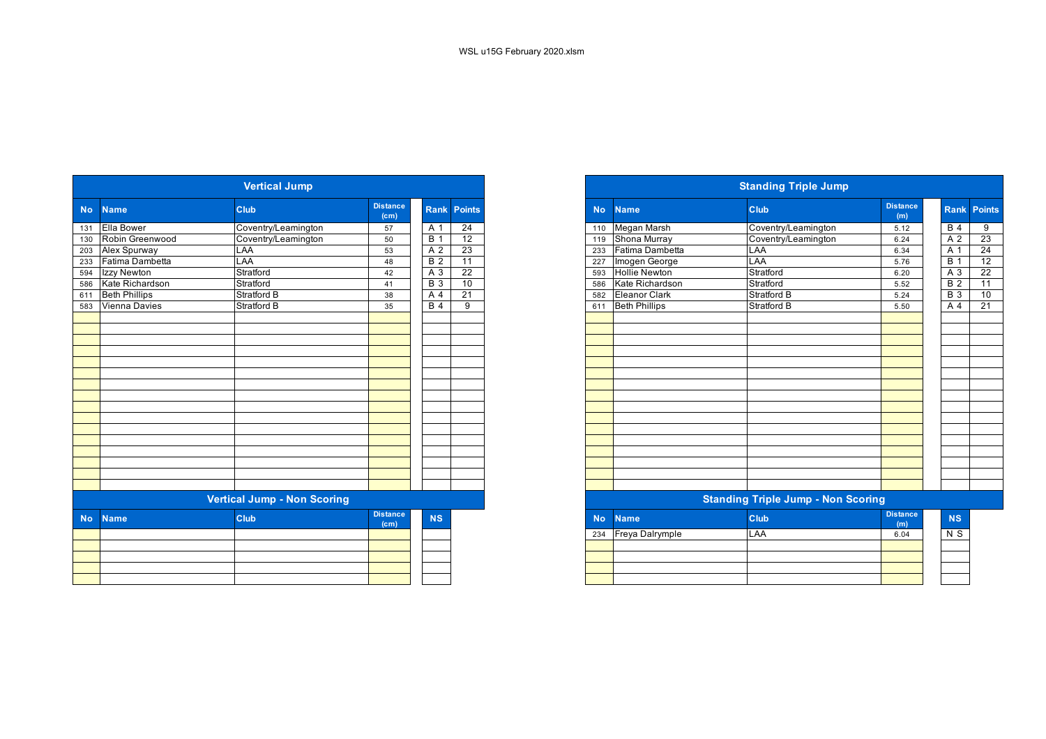WSL u15G February 2020.xlsm

## Vertical Jump

| No | Name | Club | Distance (cm) | Rank | Points |
|---|---|---|---|---|---|
| 131 | Ella Bower | Coventry/Leamington | 57 | A 1 | 24 |
| 130 | Robin Greenwood | Coventry/Leamington | 50 | B 1 | 12 |
| 203 | Alex Spurway | LAA | 53 | A 2 | 23 |
| 233 | Fatima Dambetta | LAA | 48 | B 2 | 11 |
| 594 | Izzy Newton | Stratford | 42 | A 3 | 22 |
| 586 | Kate Richardson | Stratford | 41 | B 3 | 10 |
| 611 | Beth Phillips | Stratford B | 38 | A 4 | 21 |
| 583 | Vienna Davies | Stratford B | 35 | B 4 | 9 |

## Vertical Jump - Non Scoring

| No | Name | Club | Distance (cm) | NS |
|---|---|---|---|---|

## Standing Triple Jump

| No | Name | Club | Distance (m) | Rank | Points |
|---|---|---|---|---|---|
| 110 | Megan Marsh | Coventry/Leamington | 5.12 | B 4 | 9 |
| 119 | Shona Murray | Coventry/Leamington | 6.24 | A 2 | 23 |
| 233 | Fatima Dambetta | LAA | 6.34 | A 1 | 24 |
| 227 | Imogen George | LAA | 5.76 | B 1 | 12 |
| 593 | Hollie Newton | Stratford | 6.20 | A 3 | 22 |
| 586 | Kate Richardson | Stratford | 5.52 | B 2 | 11 |
| 582 | Eleanor Clark | Stratford B | 5.24 | B 3 | 10 |
| 611 | Beth Phillips | Stratford B | 5.50 | A 4 | 21 |

## Standing Triple Jump - Non Scoring

| No | Name | Club | Distance (m) | NS |
|---|---|---|---|---|
| 234 | Freya Dalrymple | LAA | 6.04 | N S |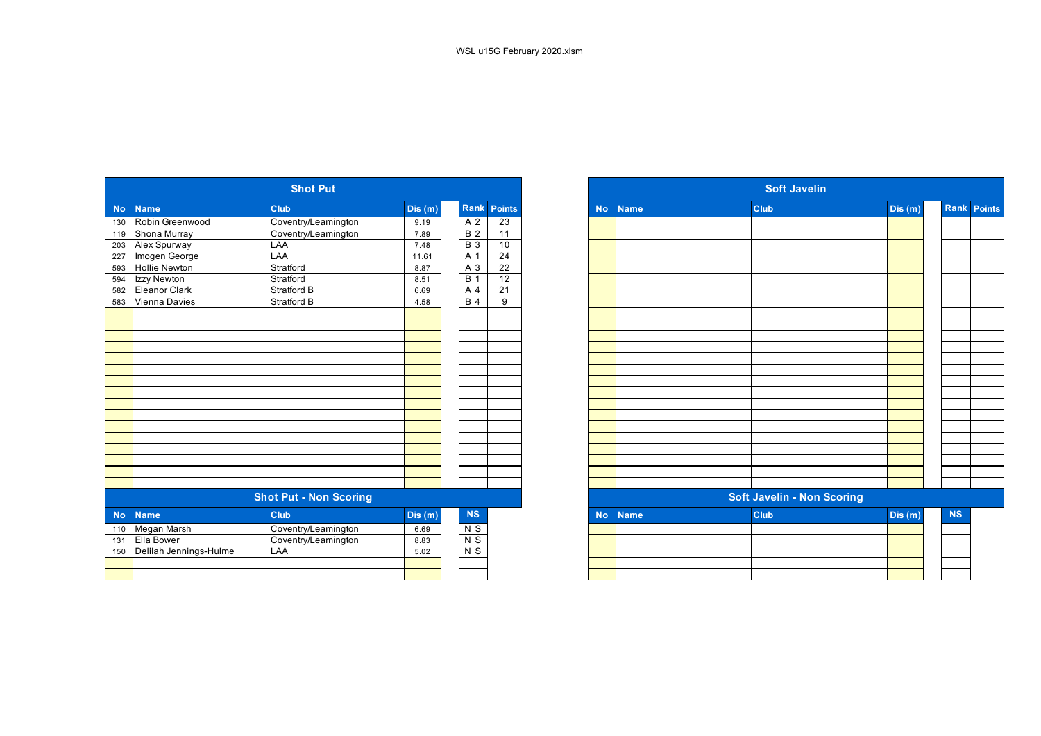WSL u15G February 2020.xlsm

## Shot Put

| No | Name | Club | Dis (m) | Rank | Points |
|---|---|---|---|---|---|
| 130 | Robin Greenwood | Coventry/Leamington | 9.19 | A 2 | 23 |
| 119 | Shona Murray | Coventry/Leamington | 7.89 | B 2 | 11 |
| 203 | Alex Spurway | LAA | 7.48 | B 3 | 10 |
| 227 | Imogen George | LAA | 11.61 | A 1 | 24 |
| 593 | Hollie Newton | Stratford | 8.87 | A 3 | 22 |
| 594 | Izzy Newton | Stratford | 8.51 | B 1 | 12 |
| 582 | Eleanor Clark | Stratford B | 6.69 | A 4 | 21 |
| 583 | Vienna Davies | Stratford B | 4.58 | B 4 | 9 |

## Shot Put - Non Scoring

| No | Name | Club | Dis (m) | NS |
|---|---|---|---|---|
| 110 | Megan Marsh | Coventry/Leamington | 6.69 | N S |
| 131 | Ella Bower | Coventry/Leamington | 8.83 | N S |
| 150 | Delilah Jennings-Hulme | LAA | 5.02 | N S |

## Soft Javelin

| No | Name | Club | Dis (m) | Rank | Points |
|---|---|---|---|---|---|

## Soft Javelin - Non Scoring

| No | Name | Club | Dis (m) | NS |
|---|---|---|---|---|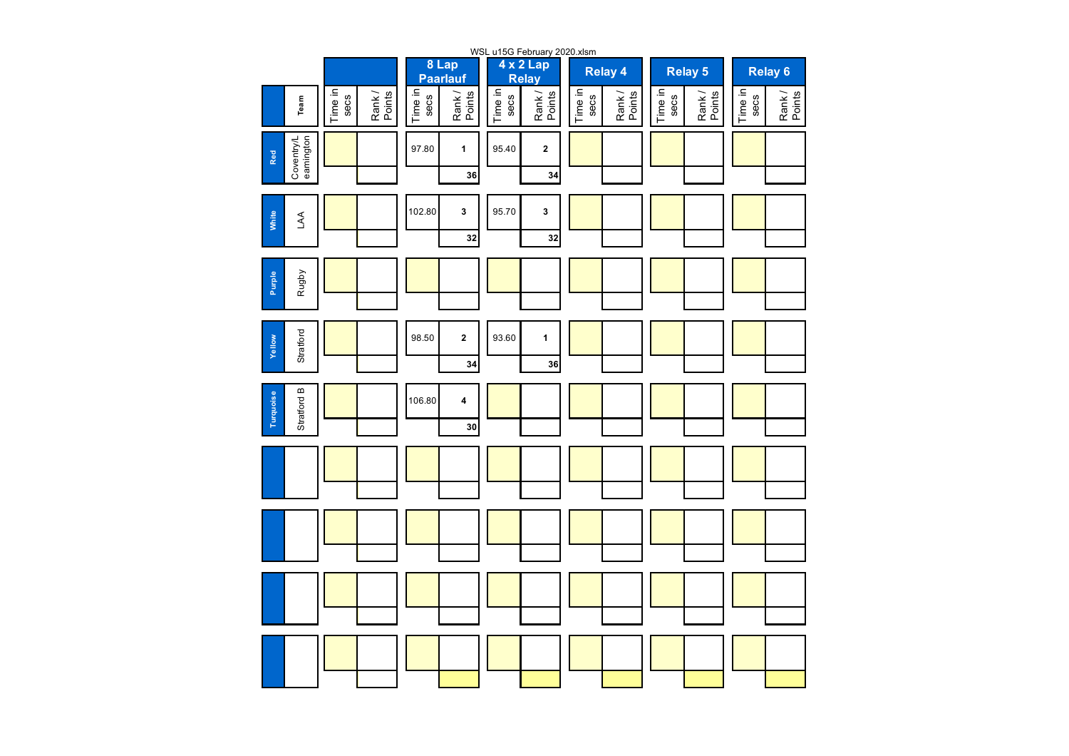WSL u15G February 2020.xlsm

| Colour | Team | Time in secs | Rank / Points | 8 Lap Paarlauf Time in secs | 8 Lap Paarlauf Rank / Points | 4 x 2 Lap Relay Time in secs | 4 x 2 Lap Relay Rank / Points | Relay 4 Time in secs | Relay 4 Rank / Points | Relay 5 Time in secs | Relay 5 Rank / Points | Relay 6 Time in secs | Relay 6 Rank / Points |
|---|---|---|---|---|---|---|---|---|---|---|---|---|---|
| Red | Coventry/Leamington | | | 97.80 | 1 / 36 | 95.40 | 2 / 34 | | | | | | |
| White | LAA | | | 102.80 | 3 / 32 | 95.70 | 3 / 32 | | | | | | |
| Purple | Rugby | | | | | | | | | | | | |
| Yellow | Stratford | | | 98.50 | 2 / 34 | 93.60 | 1 / 36 | | | | | | |
| Turquoise | Stratford B | | | 106.80 | 4 / 30 | | | | | | | | |
| | | | | | | | | | | | | | |
| | | | | | | | | | | | | | |
| | | | | | | | | | | | | | |
| | | | | | | | | | | | | | |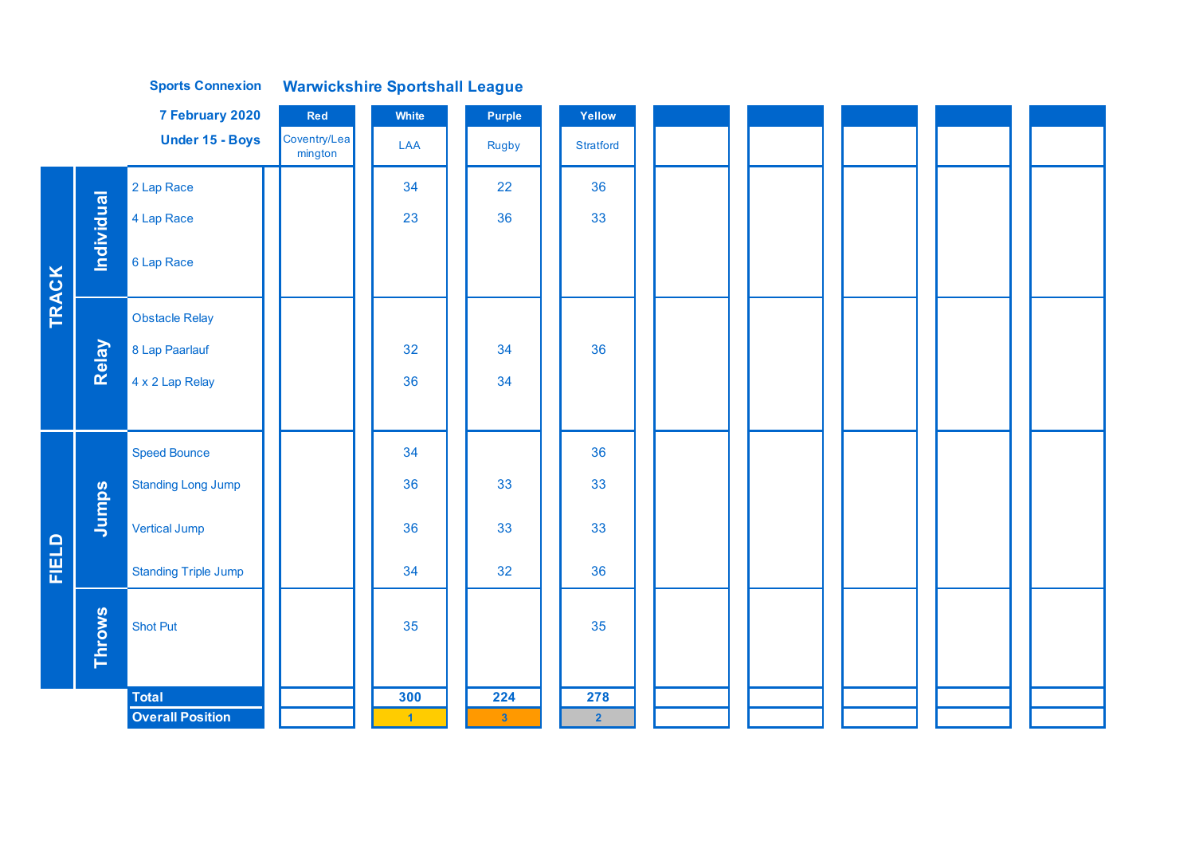**Sports Connexion** **Warwickshire Sportshall League**

**7 February 2020**

**Under 15 - Boys**

| | | | Red | White | Purple | Yellow | | | | | |
|---|---|---|---|---|---|---|---|---|---|---|---|
| | | | Coventry/Leamington | LAA | Rugby | Stratford | | | | | |
| TRACK | Individual | 2 Lap Race | | 34 | 22 | 36 | | | | | |
| | | 4 Lap Race | | 23 | 36 | 33 | | | | | |
| | | 6 Lap Race | | | | | | | | | |
| | Relay | Obstacle Relay | | | | | | | | | |
| | | 8 Lap Paarlauf | | 32 | 34 | 36 | | | | | |
| | | 4 x 2 Lap Relay | | 36 | 34 | | | | | | |
| FIELD | Jumps | Speed Bounce | | 34 | | 36 | | | | | |
| | | Standing Long Jump | | 36 | 33 | 33 | | | | | |
| | | Vertical Jump | | 36 | 33 | 33 | | | | | |
| | | Standing Triple Jump | | 34 | 32 | 36 | | | | | |
| | Throws | Shot Put | | 35 | | 35 | | | | | |
| | | **Total** | | **300** | **224** | **278** | | | | | |
| | | **Overall Position** | | 1 | 3 | 2 | | | | | |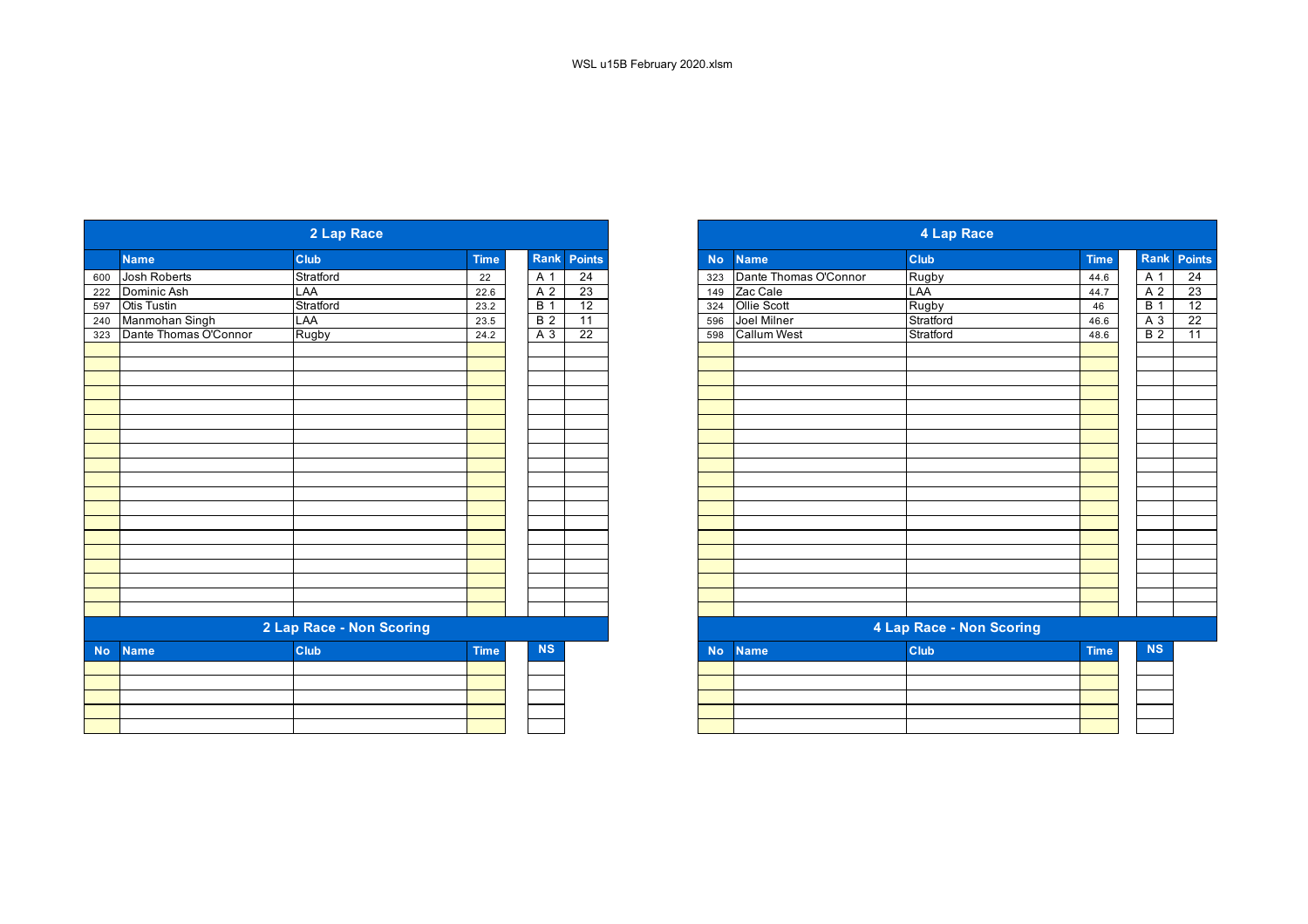WSL u15B February 2020.xlsm

## 2 Lap Race

| No | Name | Club | Time | Rank | Points |
|---|---|---|---|---|---|
| 600 | Josh Roberts | Stratford | 22 | A 1 | 24 |
| 222 | Dominic Ash | LAA | 22.6 | A 2 | 23 |
| 597 | Otis Tustin | Stratford | 23.2 | B 1 | 12 |
| 240 | Manmohan Singh | LAA | 23.5 | B 2 | 11 |
| 323 | Dante Thomas O'Connor | Rugby | 24.2 | A 3 | 22 |

## 2 Lap Race - Non Scoring

| No | Name | Club | Time | NS |
|---|---|---|---|---|

## 4 Lap Race

| No | Name | Club | Time | Rank | Points |
|---|---|---|---|---|---|
| 323 | Dante Thomas O'Connor | Rugby | 44.6 | A 1 | 24 |
| 149 | Zac Cale | LAA | 44.7 | A 2 | 23 |
| 324 | Ollie Scott | Rugby | 46 | B 1 | 12 |
| 596 | Joel Milner | Stratford | 46.6 | A 3 | 22 |
| 598 | Callum West | Stratford | 48.6 | B 2 | 11 |

## 4 Lap Race - Non Scoring

| No | Name | Club | Time | NS |
|---|---|---|---|---|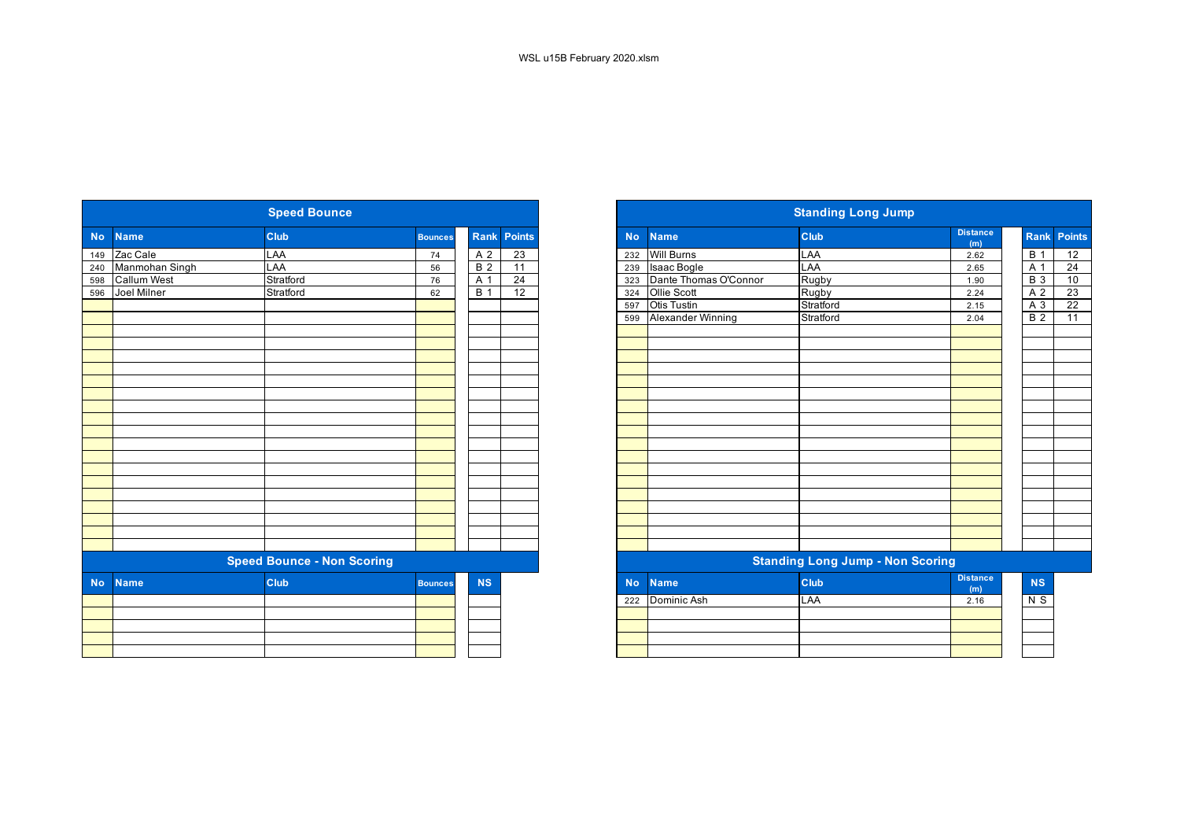WSL u15B February 2020.xlsm

## Speed Bounce

| No | Name | Club | Bounces | Rank | Points |
|---|---|---|---|---|---|
| 149 | Zac Cale | LAA | 74 | A 2 | 23 |
| 240 | Manmohan Singh | LAA | 56 | B 2 | 11 |
| 598 | Callum West | Stratford | 76 | A 1 | 24 |
| 596 | Joel Milner | Stratford | 62 | B 1 | 12 |

## Speed Bounce - Non Scoring

| No | Name | Club | Bounces | NS |
|---|---|---|---|---|

## Standing Long Jump

| No | Name | Club | Distance (m) | Rank | Points |
|---|---|---|---|---|---|
| 232 | Will Burns | LAA | 2.62 | B 1 | 12 |
| 239 | Isaac Bogle | LAA | 2.65 | A 1 | 24 |
| 323 | Dante Thomas O'Connor | Rugby | 1.90 | B 3 | 10 |
| 324 | Ollie Scott | Rugby | 2.24 | A 2 | 23 |
| 597 | Otis Tustin | Stratford | 2.15 | A 3 | 22 |
| 599 | Alexander Winning | Stratford | 2.04 | B 2 | 11 |

## Standing Long Jump - Non Scoring

| No | Name | Club | Distance (m) | NS |
|---|---|---|---|---|
| 222 | Dominic Ash | LAA | 2.16 | N S |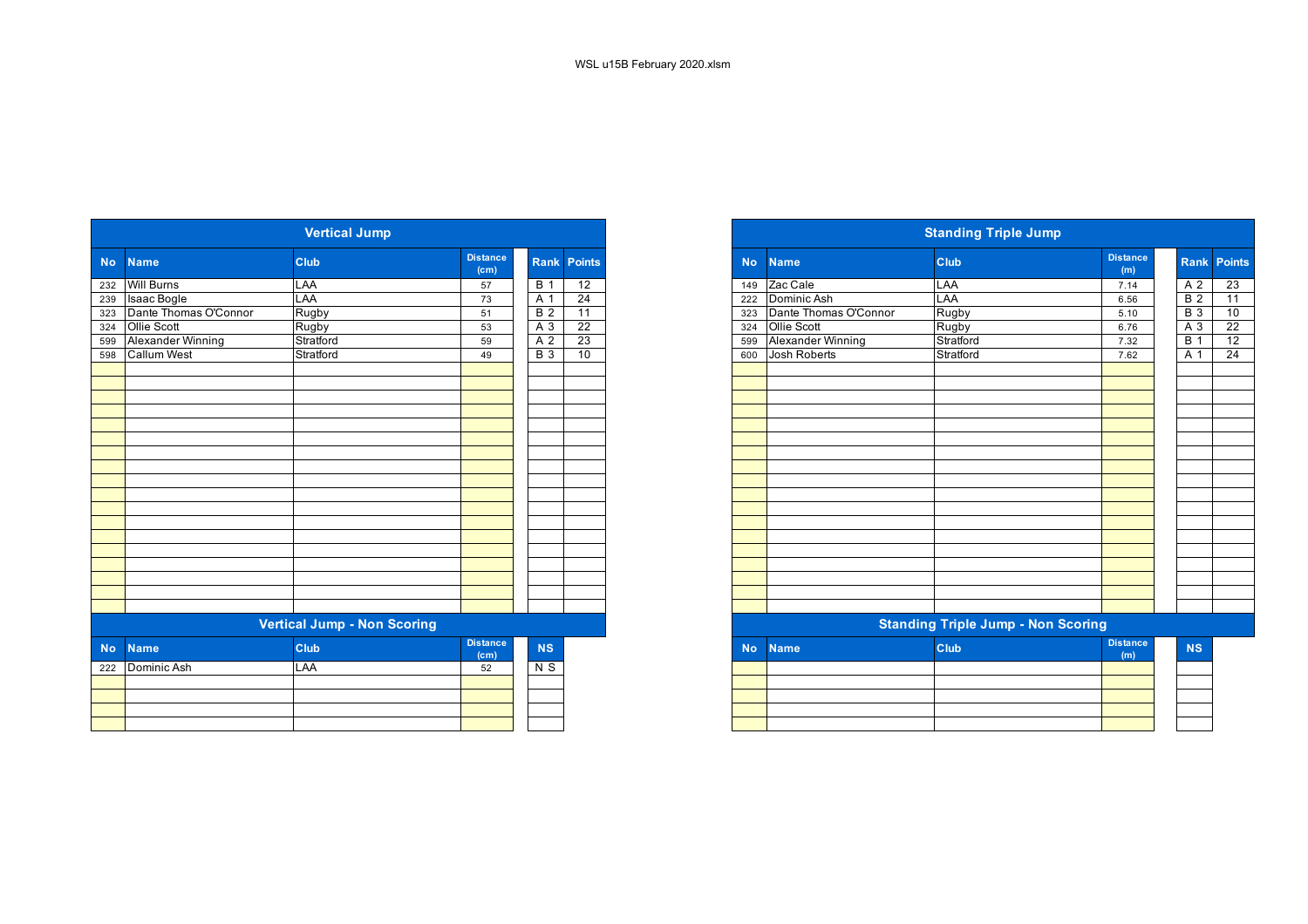WSL u15B February 2020.xlsm

## Vertical Jump

| No | Name | Club | Distance (cm) | Rank | Points |
|---|---|---|---|---|---|
| 232 | Will Burns | LAA | 57 | B 1 | 12 |
| 239 | Isaac Bogle | LAA | 73 | A 1 | 24 |
| 323 | Dante Thomas O'Connor | Rugby | 51 | B 2 | 11 |
| 324 | Ollie Scott | Rugby | 53 | A 3 | 22 |
| 599 | Alexander Winning | Stratford | 59 | A 2 | 23 |
| 598 | Callum West | Stratford | 49 | B 3 | 10 |

## Vertical Jump - Non Scoring

| No | Name | Club | Distance (cm) | NS |
|---|---|---|---|---|
| 222 | Dominic Ash | LAA | 52 | N S |

## Standing Triple Jump

| No | Name | Club | Distance (m) | Rank | Points |
|---|---|---|---|---|---|
| 149 | Zac Cale | LAA | 7.14 | A 2 | 23 |
| 222 | Dominic Ash | LAA | 6.56 | B 2 | 11 |
| 323 | Dante Thomas O'Connor | Rugby | 5.10 | B 3 | 10 |
| 324 | Ollie Scott | Rugby | 6.76 | A 3 | 22 |
| 599 | Alexander Winning | Stratford | 7.32 | B 1 | 12 |
| 600 | Josh Roberts | Stratford | 7.62 | A 1 | 24 |

## Standing Triple Jump - Non Scoring

| No | Name | Club | Distance (m) | NS |
|---|---|---|---|---|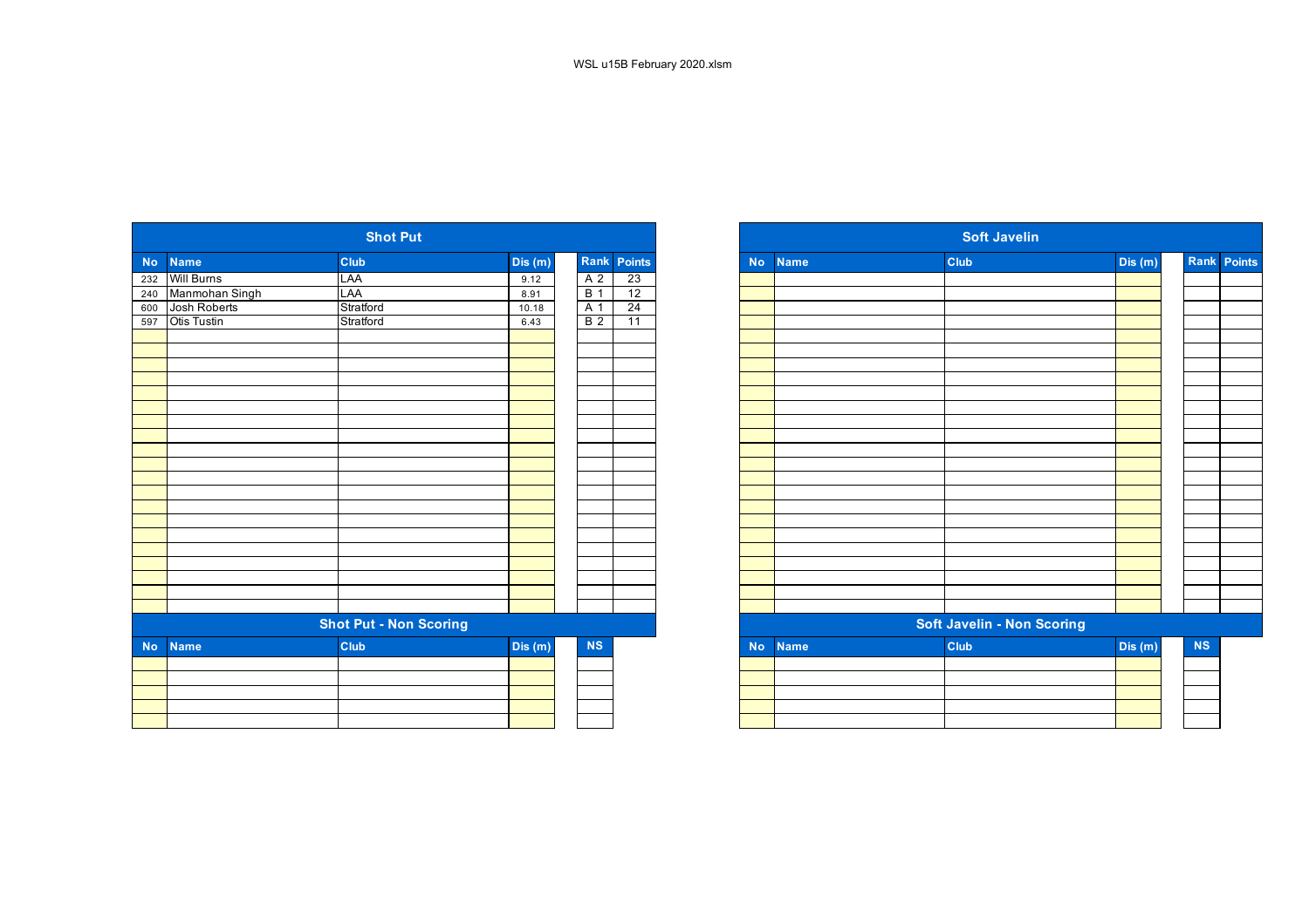WSL u15B February 2020.xlsm

## Shot Put

| No | Name | Club | Dis (m) | Rank | Points |
|---|---|---|---|---|---|
| 232 | Will Burns | LAA | 9.12 | A 2 | 23 |
| 240 | Manmohan Singh | LAA | 8.91 | B 1 | 12 |
| 600 | Josh Roberts | Stratford | 10.18 | A 1 | 24 |
| 597 | Otis Tustin | Stratford | 6.43 | B 2 | 11 |

## Shot Put - Non Scoring

| No | Name | Club | Dis (m) | NS |
|---|---|---|---|---|

## Soft Javelin

| No | Name | Club | Dis (m) | Rank | Points |
|---|---|---|---|---|---|

## Soft Javelin - Non Scoring

| No | Name | Club | Dis (m) | NS |
|---|---|---|---|---|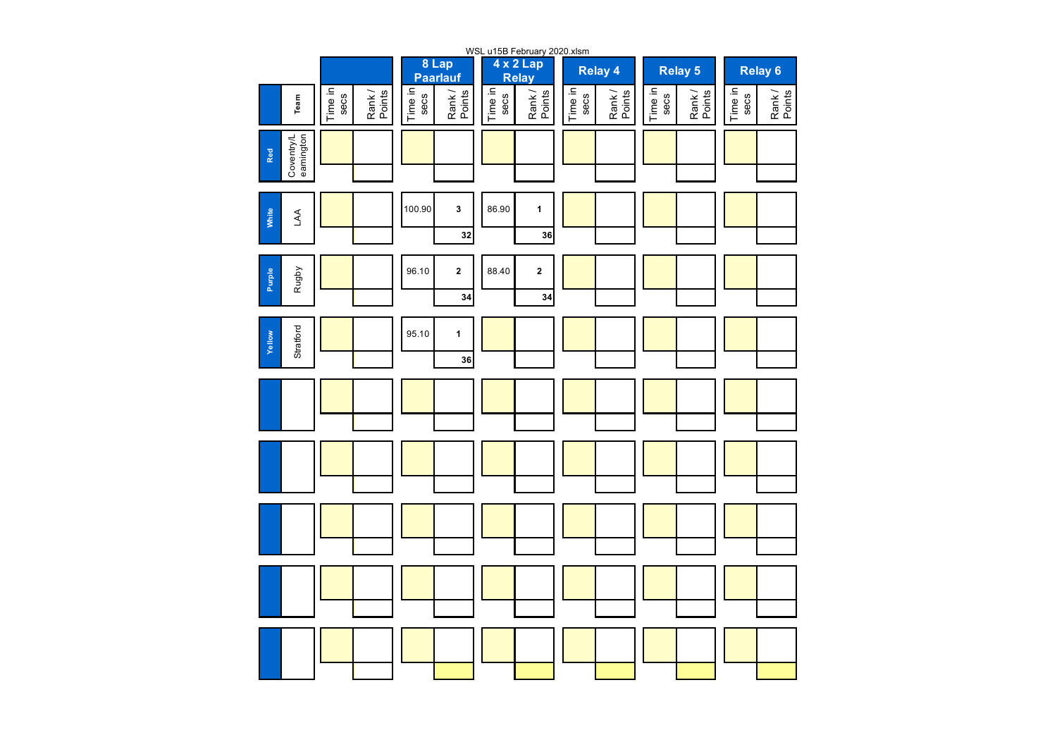WSL u15B February 2020.xlsm

| | Team | | | 8 Lap Paarlauf | | 4 x 2 Lap Relay | | Relay 4 | | Relay 5 | | Relay 6 | |
|---|---|---|---|---|---|---|---|---|---|---|---|---|---|
| | | Time in secs | Rank / Points | Time in secs | Rank / Points | Time in secs | Rank / Points | Time in secs | Rank / Points | Time in secs | Rank / Points | Time in secs | Rank / Points |
| Red | Coventry/Leamington | | | | | | | | | | | | |
| White | LAA | | | 100.90 | 3 | 86.90 | 1 | | | | | | |
| | | | | | 32 | | 36 | | | | | | |
| Purple | Rugby | | | 96.10 | 2 | 88.40 | 2 | | | | | | |
| | | | | | 34 | | 34 | | | | | | |
| Yellow | Stratford | | | 95.10 | 1 | | | | | | | | |
| | | | | | 36 | | | | | | | | |